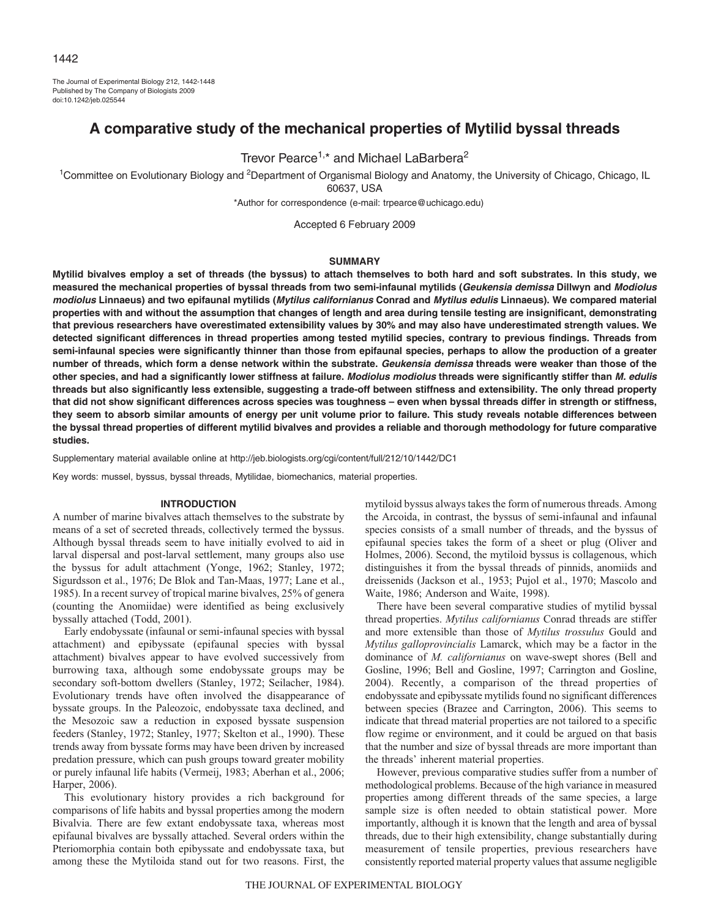# A comparative study of the mechanical properties of Mytilid byssal threads

Trevor Pearce[1,*] and Michael LaBarbera[2]

[1]Committee on Evolutionary Biology and [2]Department of Organismal Biology and Anatomy, the University of Chicago, Chicago, IL 60637, USA

*Author for correspondence (e-mail: trpearce@uchicago.edu)

Accepted 6 February 2009

## SUMMARY

**Mytilid bivalves employ a set of threads (the byssus) to attach themselves to both hard and soft substrates. In this study, we measured the mechanical properties of byssal threads from two semi-infaunal mytilids (*Geukensia demissa* Dillwyn and *Modiolus modiolus* Linnaeus) and two epifaunal mytilids (*Mytilus californianus* Conrad and *Mytilus edulis* Linnaeus). We compared material properties with and without the assumption that changes of length and area during tensile testing are insignificant, demonstrating that previous researchers have overestimated extensibility values by 30% and may also have underestimated strength values. We detected significant differences in thread properties among tested mytilid species, contrary to previous findings. Threads from semi-infaunal species were significantly thinner than those from epifaunal species, perhaps to allow the production of a greater number of threads, which form a dense network within the substrate. *Geukensia demissa* threads were weaker than those of the other species, and had a significantly lower stiffness at failure. *Modiolus modiolus* threads were significantly stiffer than *M. edulis* threads but also significantly less extensible, suggesting a trade-off between stiffness and extensibility. The only thread property that did not show significant differences across species was toughness – even when byssal threads differ in strength or stiffness, they seem to absorb similar amounts of energy per unit volume prior to failure. This study reveals notable differences between the byssal thread properties of different mytilid bivalves and provides a reliable and thorough methodology for future comparative studies.**

Supplementary material available online at http://jeb.biologists.org/cgi/content/full/212/10/1442/DC1

Key words: mussel, byssus, byssal threads, Mytilidae, biomechanics, material properties.

## INTRODUCTION

A number of marine bivalves attach themselves to the substrate by means of a set of secreted threads, collectively termed the byssus. Although byssal threads seem to have initially evolved to aid in larval dispersal and post-larval settlement, many groups also use the byssus for adult attachment (Yonge, 1962; Stanley, 1972; Sigurdsson et al., 1976; De Blok and Tan-Maas, 1977; Lane et al., 1985). In a recent survey of tropical marine bivalves, 25% of genera (counting the Anomiidae) were identified as being exclusively byssally attached (Todd, 2001).

Early endobyssate (infaunal or semi-infaunal species with byssal attachment) and epibyssate (epifaunal species with byssal attachment) bivalves appear to have evolved successively from burrowing taxa, although some endobyssate groups may be secondary soft-bottom dwellers (Stanley, 1972; Seilacher, 1984). Evolutionary trends have often involved the disappearance of byssate groups. In the Paleozoic, endobyssate taxa declined, and the Mesozoic saw a reduction in exposed byssate suspension feeders (Stanley, 1972; Stanley, 1977; Skelton et al., 1990). These trends away from byssate forms may have been driven by increased predation pressure, which can push groups toward greater mobility or purely infaunal life habits (Vermeij, 1983; Aberhan et al., 2006; Harper, 2006).

This evolutionary history provides a rich background for comparisons of life habits and byssal properties among the modern Bivalvia. There are few extant endobyssate taxa, whereas most epifaunal bivalves are byssally attached. Several orders within the Pteriomorphia contain both epibyssate and endobyssate taxa, but among these the Mytiloida stand out for two reasons. First, the mytiloid byssus always takes the form of numerous threads. Among the Arcoida, in contrast, the byssus of semi-infaunal and infaunal species consists of a small number of threads, and the byssus of epifaunal species takes the form of a sheet or plug (Oliver and Holmes, 2006). Second, the mytiloid byssus is collagenous, which distinguishes it from the byssal threads of pinnids, anomiids and dreissenids (Jackson et al., 1953; Pujol et al., 1970; Mascolo and Waite, 1986; Anderson and Waite, 1998).

There have been several comparative studies of mytilid byssal thread properties. *Mytilus californianus* Conrad threads are stiffer and more extensible than those of *Mytilus trossulus* Gould and *Mytilus galloprovincialis* Lamarck, which may be a factor in the dominance of *M. californianus* on wave-swept shores (Bell and Gosline, 1996; Bell and Gosline, 1997; Carrington and Gosline, 2004). Recently, a comparison of the thread properties of endobyssate and epibyssate mytilids found no significant differences between species (Brazee and Carrington, 2006). This seems to indicate that thread material properties are not tailored to a specific flow regime or environment, and it could be argued on that basis that the number and size of byssal threads are more important than the threads' inherent material properties.

However, previous comparative studies suffer from a number of methodological problems. Because of the high variance in measured properties among different threads of the same species, a large sample size is often needed to obtain statistical power. More importantly, although it is known that the length and area of byssal threads, due to their high extensibility, change substantially during measurement of tensile properties, previous researchers have consistently reported material property values that assume negligible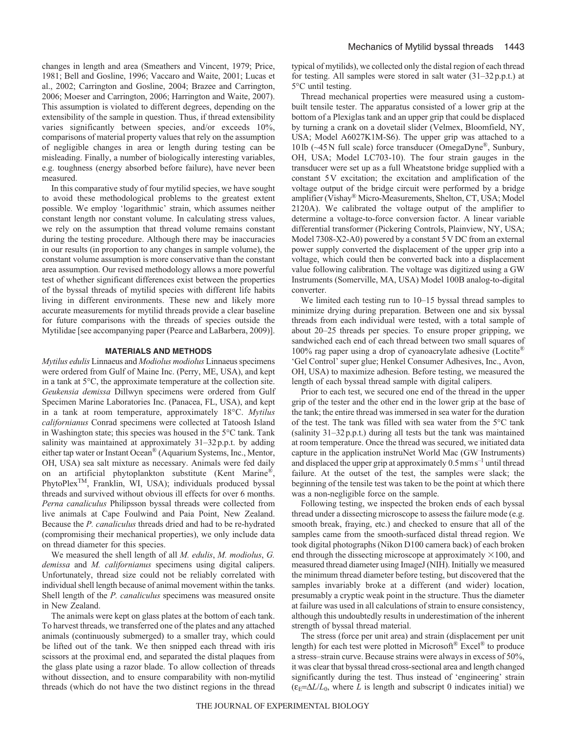changes in length and area (Smeathers and Vincent, 1979; Price, 1981; Bell and Gosline, 1996; Vaccaro and Waite, 2001; Lucas et al., 2002; Carrington and Gosline, 2004; Brazee and Carrington, 2006; Moeser and Carrington, 2006; Harrington and Waite, 2007). This assumption is violated to different degrees, depending on the extensibility of the sample in question. Thus, if thread extensibility varies significantly between species, and/or exceeds 10%, comparisons of material property values that rely on the assumption of negligible changes in area or length during testing can be misleading. Finally, a number of biologically interesting variables, e.g. toughness (energy absorbed before failure), have never been measured.

In this comparative study of four mytilid species, we have sought to avoid these methodological problems to the greatest extent possible. We employ 'logarithmic' strain, which assumes neither constant length nor constant volume. In calculating stress values, we rely on the assumption that thread volume remains constant during the testing procedure. Although there may be inaccuracies in our results (in proportion to any changes in sample volume), the constant volume assumption is more conservative than the constant area assumption. Our revised methodology allows a more powerful test of whether significant differences exist between the properties of the byssal threads of mytilid species with different life habits living in different environments. These new and likely more accurate measurements for mytilid threads provide a clear baseline for future comparisons with the threads of species outside the Mytilidae [see accompanying paper (Pearce and LaBarbera, 2009)].

## MATERIALS AND METHODS

*Mytilus edulis* Linnaeus and *Modiolus modiolus* Linnaeus specimens were ordered from Gulf of Maine Inc. (Perry, ME, USA), and kept in a tank at 5°C, the approximate temperature at the collection site. *Geukensia demissa* Dillwyn specimens were ordered from Gulf Specimen Marine Laboratories Inc. (Panacea, FL, USA), and kept in a tank at room temperature, approximately 18°C. *Mytilus californianus* Conrad specimens were collected at Tatoosh Island in Washington state; this species was housed in the 5°C tank. Tank salinity was maintained at approximately 31–32 p.p.t. by adding either tap water or Instant Ocean® (Aquarium Systems, Inc., Mentor, OH, USA) sea salt mixture as necessary. Animals were fed daily on an artificial phytoplankton substitute (Kent Marine®, PhytoPlex™, Franklin, WI, USA); individuals produced byssal threads and survived without obvious ill effects for over 6 months. *Perna canaliculus* Philipsson byssal threads were collected from live animals at Cape Foulwind and Paia Point, New Zealand. Because the *P. canaliculus* threads dried and had to be re-hydrated (compromising their mechanical properties), we only include data on thread diameter for this species.

We measured the shell length of all *M. edulis*, *M. modiolus*, *G. demissa* and *M. californianus* specimens using digital calipers. Unfortunately, thread size could not be reliably correlated with individual shell length because of animal movement within the tanks. Shell length of the *P. canaliculus* specimens was measured onsite in New Zealand.

The animals were kept on glass plates at the bottom of each tank. To harvest threads, we transferred one of the plates and any attached animals (continuously submerged) to a smaller tray, which could be lifted out of the tank. We then snipped each thread with iris scissors at the proximal end, and separated the distal plaques from the glass plate using a razor blade. To allow collection of threads without dissection, and to ensure comparability with non-mytilid threads (which do not have the two distinct regions in the thread typical of mytilids), we collected only the distal region of each thread for testing. All samples were stored in salt water (31–32 p.p.t.) at 5°C until testing.

Thread mechanical properties were measured using a custom-built tensile tester. The apparatus consisted of a lower grip at the bottom of a Plexiglas tank and an upper grip that could be displaced by turning a crank on a dovetail slider (Velmex, Bloomfield, NY, USA; Model A6027K1M-S6). The upper grip was attached to a 10 lb (~45 N full scale) force transducer (OmegaDyne®, Sunbury, OH, USA; Model LC703-10). The four strain gauges in the transducer were set up as a full Wheatstone bridge supplied with a constant 5 V excitation; the excitation and amplification of the voltage output of the bridge circuit were performed by a bridge amplifier (Vishay® Micro-Measurements, Shelton, CT, USA; Model 2120A). We calibrated the voltage output of the amplifier to determine a voltage-to-force conversion factor. A linear variable differential transformer (Pickering Controls, Plainview, NY, USA; Model 7308-X2-A0) powered by a constant 5 V DC from an external power supply converted the displacement of the upper grip into a voltage, which could then be converted back into a displacement value following calibration. The voltage was digitized using a GW Instruments (Somerville, MA, USA) Model 100B analog-to-digital converter.

We limited each testing run to 10–15 byssal thread samples to minimize drying during preparation. Between one and six byssal threads from each individual were tested, with a total sample of about 20–25 threads per species. To ensure proper gripping, we sandwiched each end of each thread between two small squares of 100% rag paper using a drop of cyanoacrylate adhesive (Loctite® 'Gel Control' super glue; Henkel Consumer Adhesives, Inc., Avon, OH, USA) to maximize adhesion. Before testing, we measured the length of each byssal thread sample with digital calipers.

Prior to each test, we secured one end of the thread in the upper grip of the tester and the other end in the lower grip at the base of the tank; the entire thread was immersed in sea water for the duration of the test. The tank was filled with sea water from the 5°C tank (salinity 31–32 p.p.t.) during all tests but the tank was maintained at room temperature. Once the thread was secured, we initiated data capture in the application instruNet World Mac (GW Instruments) and displaced the upper grip at approximately 0.5 mm s$^{-1}$ until thread failure. At the outset of the test, the samples were slack; the beginning of the tensile test was taken to be the point at which there was a non-negligible force on the sample.

Following testing, we inspected the broken ends of each byssal thread under a dissecting microscope to assess the failure mode (e.g. smooth break, fraying, etc.) and checked to ensure that all of the samples came from the smooth-surfaced distal thread region. We took digital photographs (Nikon D100 camera back) of each broken end through the dissecting microscope at approximately ×100, and measured thread diameter using ImageJ (NIH). Initially we measured the minimum thread diameter before testing, but discovered that the samples invariably broke at a different (and wider) location, presumably a cryptic weak point in the structure. Thus the diameter at failure was used in all calculations of strain to ensure consistency, although this undoubtedly results in underestimation of the inherent strength of byssal thread material.

The stress (force per unit area) and strain (displacement per unit length) for each test were plotted in Microsoft® Excel® to produce a stress–strain curve. Because strains were always in excess of 50%, it was clear that byssal thread cross-sectional area and length changed significantly during the test. Thus instead of 'engineering' strain ($\varepsilon_E=\Delta L/L_0$, where $L$ is length and subscript 0 indicates initial) we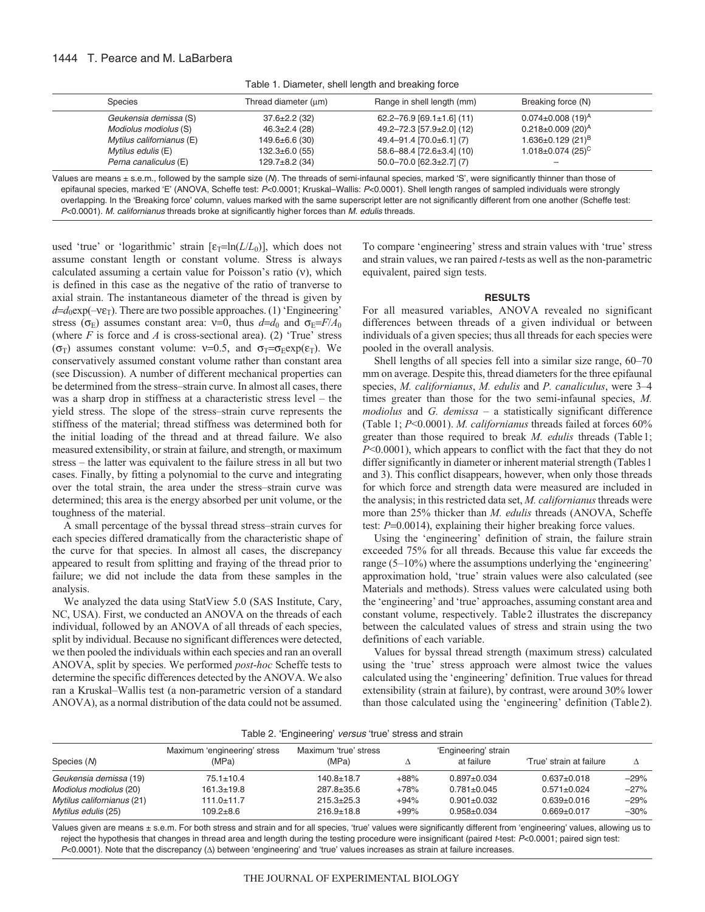Table 1. Diameter, shell length and breaking force

| Species | Thread diameter (μm) | Range in shell length (mm) | Breaking force (N) |
| --- | --- | --- | --- |
| *Geukensia demissa* (S) | 37.6±2.2 (32) | 62.2–76.9 [69.1±1.6] (11) | 0.074±0.008 (19)$^{A}$ |
| *Modiolus modiolus* (S) | 46.3±2.4 (28) | 49.2–72.3 [57.9±2.0] (12) | 0.218±0.009 (20)$^{A}$ |
| *Mytilus californianus* (E) | 149.6±6.6 (30) | 49.4–91.4 [70.0±6.1] (7) | 1.636±0.129 (21)$^{B}$ |
| *Mytilus edulis* (E) | 132.3±6.0 (55) | 58.6–88.4 [72.6±3.4] (10) | 1.018±0.074 (25)$^{C}$ |
| *Perna canaliculus* (E) | 129.7±8.2 (34) | 50.0–70.0 [62.3±2.7] (7) | – |

Values are means ± s.e.m., followed by the sample size (*N*). The threads of semi-infaunal species, marked 'S', were significantly thinner than those of epifaunal species, marked 'E' (ANOVA, Scheffe test: $P<0.0001$; Kruskal–Wallis: $P<0.0001$). Shell length ranges of sampled individuals were strongly overlapping. In the 'Breaking force' column, values marked with the same superscript letter are not significantly different from one another (Scheffe test: $P<0.0001$). *M. californianus* threads broke at significantly higher forces than *M. edulis* threads.

used 'true' or 'logarithmic' strain [$\varepsilon_T=\ln(L/L_0)$], which does not assume constant length or constant volume. Stress is always calculated assuming a certain value for Poisson's ratio ($\nu$), which is defined in this case as the negative of the ratio of tranverse to axial strain. The instantaneous diameter of the thread is given by $d=d_0\exp(-\nu\varepsilon_T)$. There are two possible approaches. (1) 'Engineering' stress ($\sigma_E$) assumes constant area: $\nu=0$, thus $d=d_0$ and $\sigma_E=F/A_0$ (where $F$ is force and $A$ is cross-sectional area). (2) 'True' stress ($\sigma_T$) assumes constant volume: $\nu=0.5$, and $\sigma_T=\sigma_E\exp(\varepsilon_T)$. We conservatively assumed constant volume rather than constant area (see Discussion). A number of different mechanical properties can be determined from the stress–strain curve. In almost all cases, there was a sharp drop in stiffness at a characteristic stress level – the yield stress. The slope of the stress–strain curve represents the stiffness of the material; thread stiffness was determined both for the initial loading of the thread and at thread failure. We also measured extensibility, or strain at failure, and strength, or maximum stress – the latter was equivalent to the failure stress in all but two cases. Finally, by fitting a polynomial to the curve and integrating over the total strain, the area under the stress–strain curve was determined; this area is the energy absorbed per unit volume, or the toughness of the material.

A small percentage of the byssal thread stress–strain curves for each species differed dramatically from the characteristic shape of the curve for that species. In almost all cases, the discrepancy appeared to result from splitting and fraying of the thread prior to failure; we did not include the data from these samples in the analysis.

We analyzed the data using StatView 5.0 (SAS Institute, Cary, NC, USA). First, we conducted an ANOVA on the threads of each individual, followed by an ANOVA of all threads of each species, split by individual. Because no significant differences were detected, we then pooled the individuals within each species and ran an overall ANOVA, split by species. We performed *post-hoc* Scheffe tests to determine the specific differences detected by the ANOVA. We also ran a Kruskal–Wallis test (a non-parametric version of a standard ANOVA), as a normal distribution of the data could not be assumed. To compare 'engineering' stress and strain values with 'true' stress and strain values, we ran paired *t*-tests as well as the non-parametric equivalent, paired sign tests.

## RESULTS

For all measured variables, ANOVA revealed no significant differences between threads of a given individual or between individuals of a given species; thus all threads for each species were pooled in the overall analysis.

Shell lengths of all species fell into a similar size range, 60–70 mm on average. Despite this, thread diameters for the three epifaunal species, *M. californianus*, *M. edulis* and *P. canaliculus*, were 3–4 times greater than those for the two semi-infaunal species, *M. modiolus* and *G. demissa* – a statistically significant difference (Table 1; $P<0.0001$). *M. californianus* threads failed at forces 60% greater than those required to break *M. edulis* threads (Table 1; $P<0.0001$), which appears to conflict with the fact that they do not differ significantly in diameter or inherent material strength (Tables 1 and 3). This conflict disappears, however, when only those threads for which force and strength data were measured are included in the analysis; in this restricted data set, *M. californianus* threads were more than 25% thicker than *M. edulis* threads (ANOVA, Scheffe test: $P=0.0014$), explaining their higher breaking force values.

Using the 'engineering' definition of strain, the failure strain exceeded 75% for all threads. Because this value far exceeds the range (5–10%) where the assumptions underlying the 'engineering' approximation hold, 'true' strain values were also calculated (see Materials and methods). Stress values were calculated using both the 'engineering' and 'true' approaches, assuming constant area and constant volume, respectively. Table 2 illustrates the discrepancy between the calculated values of stress and strain using the two definitions of each variable.

Values for byssal thread strength (maximum stress) calculated using the 'true' stress approach were almost twice the values calculated using the 'engineering' definition. True values for thread extensibility (strain at failure), by contrast, were around 30% lower than those calculated using the 'engineering' definition (Table 2).

Table 2. 'Engineering' *versus* 'true' stress and strain

| Species (*N*) | Maximum 'engineering' stress (MPa) | Maximum 'true' stress (MPa) | Δ | 'Engineering' strain at failure | 'True' strain at failure | Δ |
| --- | --- | --- | --- | --- | --- | --- |
| *Geukensia demissa* (19) | 75.1±10.4 | 140.8±18.7 | +88% | 0.897±0.034 | 0.637±0.018 | −29% |
| *Modiolus modiolus* (20) | 161.3±19.8 | 287.8±35.6 | +78% | 0.781±0.045 | 0.571±0.024 | −27% |
| *Mytilus californianus* (21) | 111.0±11.7 | 215.3±25.3 | +94% | 0.901±0.032 | 0.639±0.016 | −29% |
| *Mytilus edulis* (25) | 109.2±8.6 | 216.9±18.8 | +99% | 0.958±0.034 | 0.669±0.017 | −30% |

Values given are means ± s.e.m. For both stress and strain and for all species, 'true' values were significantly different from 'engineering' values, allowing us to reject the hypothesis that changes in thread area and length during the testing procedure were insignificant (paired *t*-test: $P<0.0001$; paired sign test: $P<0.0001$). Note that the discrepancy (Δ) between 'engineering' and 'true' values increases as strain at failure increases.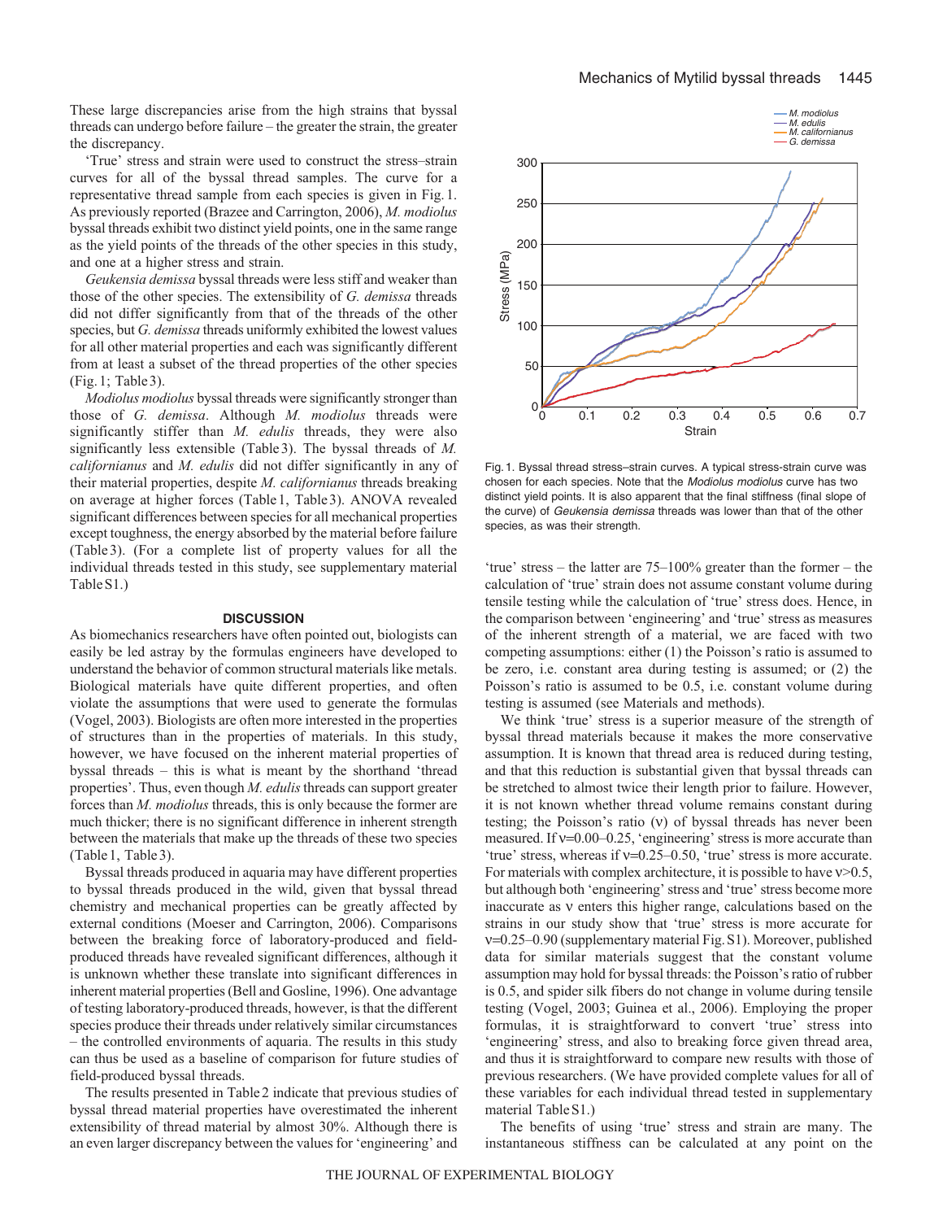These large discrepancies arise from the high strains that byssal threads can undergo before failure – the greater the strain, the greater the discrepancy.

'True' stress and strain were used to construct the stress–strain curves for all of the byssal thread samples. The curve for a representative thread sample from each species is given in Fig. 1. As previously reported (Brazee and Carrington, 2006), *M. modiolus* byssal threads exhibit two distinct yield points, one in the same range as the yield points of the threads of the other species in this study, and one at a higher stress and strain.

*Geukensia demissa* byssal threads were less stiff and weaker than those of the other species. The extensibility of *G. demissa* threads did not differ significantly from that of the threads of the other species, but *G. demissa* threads uniformly exhibited the lowest values for all other material properties and each was significantly different from at least a subset of the thread properties of the other species (Fig. 1; Table 3).

*Modiolus modiolus* byssal threads were significantly stronger than those of *G. demissa*. Although *M. modiolus* threads were significantly stiffer than *M. edulis* threads, they were also significantly less extensible (Table 3). The byssal threads of *M. californianus* and *M. edulis* did not differ significantly in any of their material properties, despite *M. californianus* threads breaking on average at higher forces (Table 1, Table 3). ANOVA revealed significant differences between species for all mechanical properties except toughness, the energy absorbed by the material before failure (Table 3). (For a complete list of property values for all the individual threads tested in this study, see supplementary material Table S1.)

Fig. 1. Byssal thread stress–strain curves. A typical stress-strain curve was chosen for each species. Note that the *Modiolus modiolus* curve has two distinct yield points. It is also apparent that the final stiffness (final slope of the curve) of *Geukensia demissa* threads was lower than that of the other species, as was their strength.

## DISCUSSION

As biomechanics researchers have often pointed out, biologists can easily be led astray by the formulas engineers have developed to understand the behavior of common structural materials like metals. Biological materials have quite different properties, and often violate the assumptions that were used to generate the formulas (Vogel, 2003). Biologists are often more interested in the properties of structures than in the properties of materials. In this study, however, we have focused on the inherent material properties of byssal threads – this is what is meant by the shorthand 'thread properties'. Thus, even though *M. edulis* threads can support greater forces than *M. modiolus* threads, this is only because the former are much thicker; there is no significant difference in inherent strength between the materials that make up the threads of these two species (Table 1, Table 3).

Byssal threads produced in aquaria may have different properties to byssal threads produced in the wild, given that byssal thread chemistry and mechanical properties can be greatly affected by external conditions (Moeser and Carrington, 2006). Comparisons between the breaking force of laboratory-produced and field-produced threads have revealed significant differences, although it is unknown whether these translate into significant differences in inherent material properties (Bell and Gosline, 1996). One advantage of testing laboratory-produced threads, however, is that the different species produce their threads under relatively similar circumstances – the controlled environments of aquaria. The results in this study can thus be used as a baseline of comparison for future studies of field-produced byssal threads.

The results presented in Table 2 indicate that previous studies of byssal thread material properties have overestimated the inherent extensibility of thread material by almost 30%. Although there is an even larger discrepancy between the values for 'engineering' and 'true' stress – the latter are 75–100% greater than the former – the calculation of 'true' strain does not assume constant volume during tensile testing while the calculation of 'true' stress does. Hence, in the comparison between 'engineering' and 'true' stress as measures of the inherent strength of a material, we are faced with two competing assumptions: either (1) the Poisson's ratio is assumed to be zero, i.e. constant area during testing is assumed; or (2) the Poisson's ratio is assumed to be 0.5, i.e. constant volume during testing is assumed (see Materials and methods).

We think 'true' stress is a superior measure of the strength of byssal thread materials because it makes the more conservative assumption. It is known that thread area is reduced during testing, and that this reduction is substantial given that byssal threads can be stretched to almost twice their length prior to failure. However, it is not known whether thread volume remains constant during testing; the Poisson's ratio ($\nu$) of byssal threads has never been measured. If $\nu$=0.00–0.25, 'engineering' stress is more accurate than 'true' stress, whereas if $\nu$=0.25–0.50, 'true' stress is more accurate. For materials with complex architecture, it is possible to have $\nu$>0.5, but although both 'engineering' stress and 'true' stress become more inaccurate as $\nu$ enters this higher range, calculations based on the strains in our study show that 'true' stress is more accurate for $\nu$=0.25–0.90 (supplementary material Fig. S1). Moreover, published data for similar materials suggest that the constant volume assumption may hold for byssal threads: the Poisson's ratio of rubber is 0.5, and spider silk fibers do not change in volume during tensile testing (Vogel, 2003; Guinea et al., 2006). Employing the proper formulas, it is straightforward to convert 'true' stress into 'engineering' stress, and also to breaking force given thread area, and thus it is straightforward to compare new results with those of previous researchers. (We have provided complete values for all of these variables for each individual thread tested in supplementary material Table S1.)

The benefits of using 'true' stress and strain are many. The instantaneous stiffness can be calculated at any point on the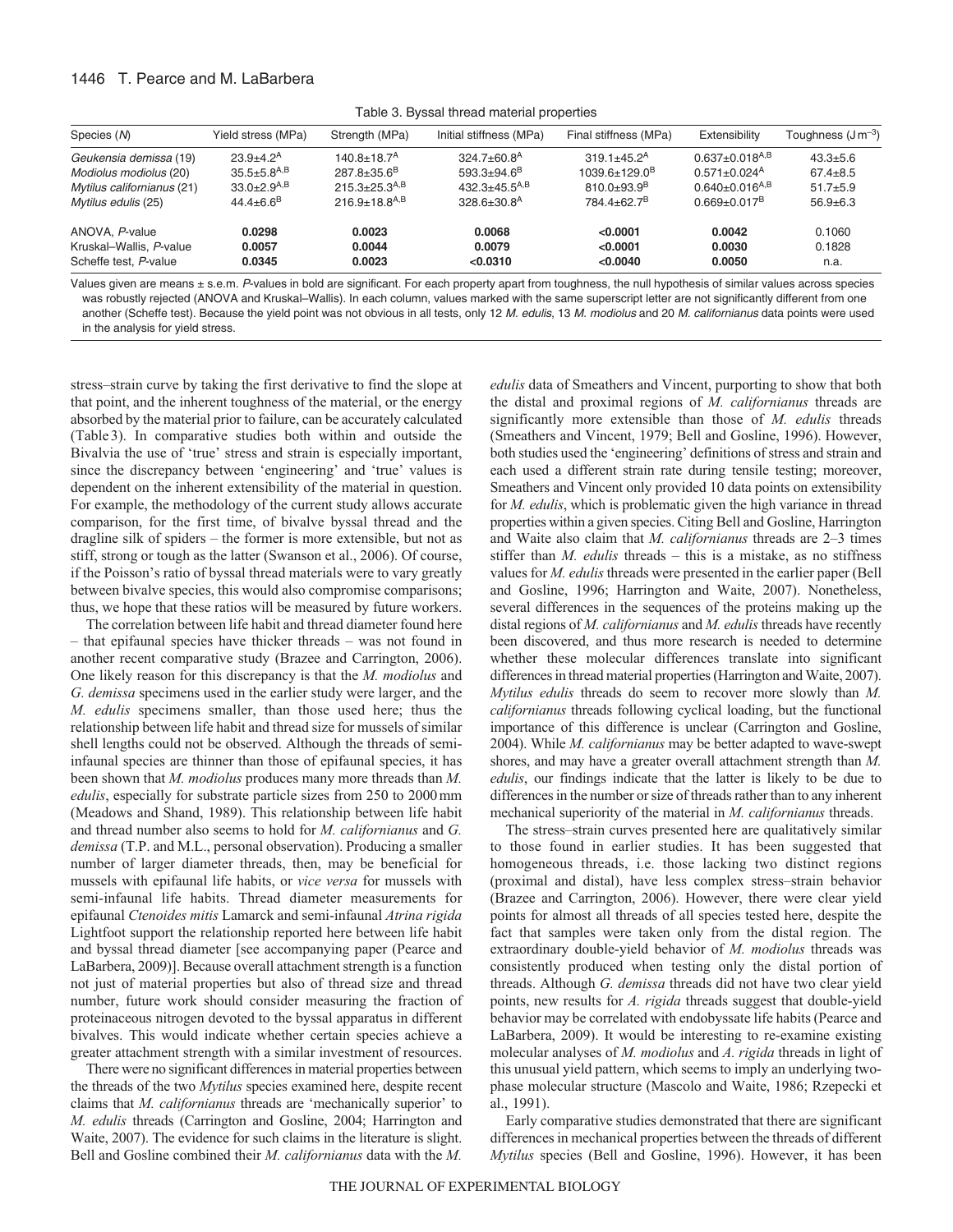Table 3. Byssal thread material properties

| Species (*N*) | Yield stress (MPa) | Strength (MPa) | Initial stiffness (MPa) | Final stiffness (MPa) | Extensibility | Toughness ($J\,m^{-3}$) |
|---|---|---|---|---|---|---|
| *Geukensia demissa* (19) | 23.9±4.2[A] | 140.8±18.7[A] | 324.7±60.8[A] | 319.1±45.2[A] | 0.637±0.018[A,B] | 43.3±5.6 |
| *Modiolus modiolus* (20) | 35.5±5.8[A,B] | 287.8±35.6[B] | 593.3±94.6[B] | 1039.6±129.0[B] | 0.571±0.024[A] | 67.4±8.5 |
| *Mytilus californianus* (21) | 33.0±2.9[A,B] | 215.3±25.3[A,B] | 432.3±45.5[A,B] | 810.0±93.9[B] | 0.640±0.016[A,B] | 51.7±5.9 |
| *Mytilus edulis* (25) | 44.4±6.6[B] | 216.9±18.8[A,B] | 328.6±30.8[A] | 784.4±62.7[B] | 0.669±0.017[B] | 56.9±6.3 |
| ANOVA, *P*-value | **0.0298** | **0.0023** | **0.0068** | **<0.0001** | **0.0042** | 0.1060 |
| Kruskal–Wallis, *P*-value | **0.0057** | **0.0044** | **0.0079** | **<0.0001** | **0.0030** | 0.1828 |
| Scheffe test, *P*-value | **0.0345** | **0.0023** | **<0.0310** | **<0.0040** | **0.0050** | n.a. |

Values given are means ± s.e.m. *P*-values in bold are significant. For each property apart from toughness, the null hypothesis of similar values across species was robustly rejected (ANOVA and Kruskal–Wallis). In each column, values marked with the same superscript letter are not significantly different from one another (Scheffe test). Because the yield point was not obvious in all tests, only 12 *M. edulis*, 13 *M. modiolus* and 20 *M. californianus* data points were used in the analysis for yield stress.

stress–strain curve by taking the first derivative to find the slope at that point, and the inherent toughness of the material, or the energy absorbed by the material prior to failure, can be accurately calculated (Table 3). In comparative studies both within and outside the Bivalvia the use of 'true' stress and strain is especially important, since the discrepancy between 'engineering' and 'true' values is dependent on the inherent extensibility of the material in question. For example, the methodology of the current study allows accurate comparison, for the first time, of bivalve byssal thread and the dragline silk of spiders – the former is more extensible, but not as stiff, strong or tough as the latter (Swanson et al., 2006). Of course, if the Poisson's ratio of byssal thread materials were to vary greatly between bivalve species, this would also compromise comparisons; thus, we hope that these ratios will be measured by future workers.

The correlation between life habit and thread diameter found here – that epifaunal species have thicker threads – was not found in another recent comparative study (Brazee and Carrington, 2006). One likely reason for this discrepancy is that the *M. modiolus* and *G. demissa* specimens used in the earlier study were larger, and the *M. edulis* specimens smaller, than those used here; thus the relationship between life habit and thread size for mussels of similar shell lengths could not be observed. Although the threads of semi-infaunal species are thinner than those of epifaunal species, it has been shown that *M. modiolus* produces many more threads than *M. edulis*, especially for substrate particle sizes from 250 to 2000 mm (Meadows and Shand, 1989). This relationship between life habit and thread number also seems to hold for *M. californianus* and *G. demissa* (T.P. and M.L., personal observation). Producing a smaller number of larger diameter threads, then, may be beneficial for mussels with epifaunal life habits, or *vice versa* for mussels with semi-infaunal life habits. Thread diameter measurements for epifaunal *Ctenoides mitis* Lamarck and semi-infaunal *Atrina rigida* Lightfoot support the relationship reported here between life habit and byssal thread diameter [see accompanying paper (Pearce and LaBarbera, 2009)]. Because overall attachment strength is a function not just of material properties but also of thread size and thread number, future work should consider measuring the fraction of proteinaceous nitrogen devoted to the byssal apparatus in different bivalves. This would indicate whether certain species achieve a greater attachment strength with a similar investment of resources.

There were no significant differences in material properties between the threads of the two *Mytilus* species examined here, despite recent claims that *M. californianus* threads are 'mechanically superior' to *M. edulis* threads (Carrington and Gosline, 2004; Harrington and Waite, 2007). The evidence for such claims in the literature is slight. Bell and Gosline combined their *M. californianus* data with the *M. edulis* data of Smeathers and Vincent, purporting to show that both the distal and proximal regions of *M. californianus* threads are significantly more extensible than those of *M. edulis* threads (Smeathers and Vincent, 1979; Bell and Gosline, 1996). However, both studies used the 'engineering' definitions of stress and strain and each used a different strain rate during tensile testing; moreover, Smeathers and Vincent only provided 10 data points on extensibility for *M. edulis*, which is problematic given the high variance in thread properties within a given species. Citing Bell and Gosline, Harrington and Waite also claim that *M. californianus* threads are 2–3 times stiffer than *M. edulis* threads – this is a mistake, as no stiffness values for *M. edulis* threads were presented in the earlier paper (Bell and Gosline, 1996; Harrington and Waite, 2007). Nonetheless, several differences in the sequences of the proteins making up the distal regions of *M. californianus* and *M. edulis* threads have recently been discovered, and thus more research is needed to determine whether these molecular differences translate into significant differences in thread material properties (Harrington and Waite, 2007). *Mytilus edulis* threads do seem to recover more slowly than *M. californianus* threads following cyclical loading, but the functional importance of this difference is unclear (Carrington and Gosline, 2004). While *M. californianus* may be better adapted to wave-swept shores, and may have a greater overall attachment strength than *M. edulis*, our findings indicate that the latter is likely to be due to differences in the number or size of threads rather than to any inherent mechanical superiority of the material in *M. californianus* threads.

The stress–strain curves presented here are qualitatively similar to those found in earlier studies. It has been suggested that homogeneous threads, i.e. those lacking two distinct regions (proximal and distal), have less complex stress–strain behavior (Brazee and Carrington, 2006). However, there were clear yield points for almost all threads of all species tested here, despite the fact that samples were taken only from the distal region. The extraordinary double-yield behavior of *M. modiolus* threads was consistently produced when testing only the distal portion of threads. Although *G. demissa* threads did not have two clear yield points, new results for *A. rigida* threads suggest that double-yield behavior may be correlated with endobyssate life habits (Pearce and LaBarbera, 2009). It would be interesting to re-examine existing molecular analyses of *M. modiolus* and *A. rigida* threads in light of this unusual yield pattern, which seems to imply an underlying two-phase molecular structure (Mascolo and Waite, 1986; Rzepecki et al., 1991).

Early comparative studies demonstrated that there are significant differences in mechanical properties between the threads of different *Mytilus* species (Bell and Gosline, 1996). However, it has been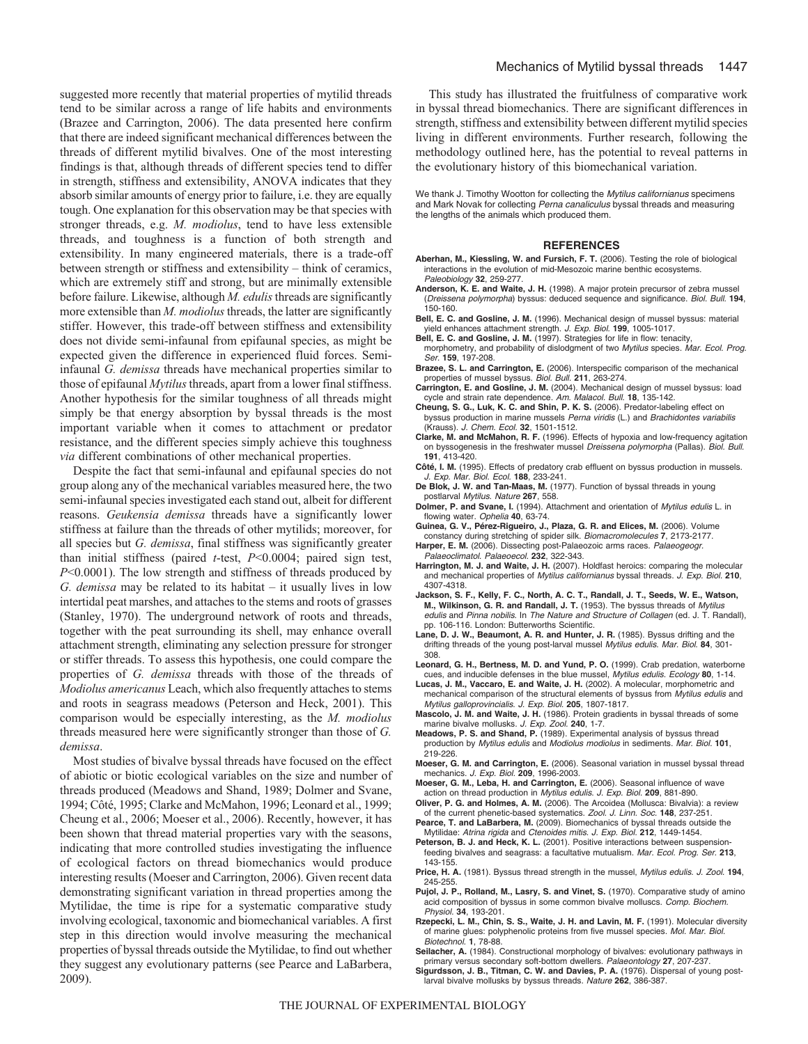suggested more recently that material properties of mytilid threads tend to be similar across a range of life habits and environments (Brazee and Carrington, 2006). The data presented here confirm that there are indeed significant mechanical differences between the threads of different mytilid bivalves. One of the most interesting findings is that, although threads of different species tend to differ in strength, stiffness and extensibility, ANOVA indicates that they absorb similar amounts of energy prior to failure, i.e. they are equally tough. One explanation for this observation may be that species with stronger threads, e.g. *M. modiolus*, tend to have less extensible threads, and toughness is a function of both strength and extensibility. In many engineered materials, there is a trade-off between strength or stiffness and extensibility – think of ceramics, which are extremely stiff and strong, but are minimally extensible before failure. Likewise, although *M. edulis* threads are significantly more extensible than *M. modiolus* threads, the latter are significantly stiffer. However, this trade-off between stiffness and extensibility does not divide semi-infaunal from epifaunal species, as might be expected given the difference in experienced fluid forces. Semi-infaunal *G. demissa* threads have mechanical properties similar to those of epifaunal *Mytilus* threads, apart from a lower final stiffness. Another hypothesis for the similar toughness of all threads might simply be that energy absorption by byssal threads is the most important variable when it comes to attachment or predator resistance, and the different species simply achieve this toughness *via* different combinations of other mechanical properties.

Despite the fact that semi-infaunal and epifaunal species do not group along any of the mechanical variables measured here, the two semi-infaunal species investigated each stand out, albeit for different reasons. *Geukensia demissa* threads have a significantly lower stiffness at failure than the threads of other mytilids; moreover, for all species but *G. demissa*, final stiffness was significantly greater than initial stiffness (paired *t*-test, $P<0.0004$; paired sign test, $P<0.0001$). The low strength and stiffness of threads produced by *G. demissa* may be related to its habitat – it usually lives in low intertidal peat marshes, and attaches to the stems and roots of grasses (Stanley, 1970). The underground network of roots and threads, together with the peat surrounding its shell, may enhance overall attachment strength, eliminating any selection pressure for stronger or stiffer threads. To assess this hypothesis, one could compare the properties of *G. demissa* threads with those of the threads of *Modiolus americanus* Leach, which also frequently attaches to stems and roots in seagrass meadows (Peterson and Heck, 2001). This comparison would be especially interesting, as the *M. modiolus* threads measured here were significantly stronger than those of *G. demissa*.

Most studies of bivalve byssal threads have focused on the effect of abiotic or biotic ecological variables on the size and number of threads produced (Meadows and Shand, 1989; Dolmer and Svane, 1994; Côté, 1995; Clarke and McMahon, 1996; Leonard et al., 1999; Cheung et al., 2006; Moeser et al., 2006). Recently, however, it has been shown that thread material properties vary with the seasons, indicating that more controlled studies investigating the influence of ecological factors on thread biomechanics would produce interesting results (Moeser and Carrington, 2006). Given recent data demonstrating significant variation in thread properties among the Mytilidae, the time is ripe for a systematic comparative study involving ecological, taxonomic and biomechanical variables. A first step in this direction would involve measuring the mechanical properties of byssal threads outside the Mytilidae, to find out whether they suggest any evolutionary patterns (see Pearce and LaBarbera, 2009).

This study has illustrated the fruitfulness of comparative work in byssal thread biomechanics. There are significant differences in strength, stiffness and extensibility between different mytilid species living in different environments. Further research, following the methodology outlined here, has the potential to reveal patterns in the evolutionary history of this biomechanical variation.

We thank J. Timothy Wootton for collecting the *Mytilus californianus* specimens and Mark Novak for collecting *Perna canaliculus* byssal threads and measuring the lengths of the animals which produced them.

## REFERENCES

**Aberhan, M., Kiessling, W. and Fursich, F. T.** (2006). Testing the role of biological interactions in the evolution of mid-Mesozoic marine benthic ecosystems. *Paleobiology* **32**, 259-277.

**Anderson, K. E. and Waite, J. H.** (1998). A major protein precursor of zebra mussel (*Dreissena polymorpha*) byssus: deduced sequence and significance. *Biol. Bull.* **194**, 150-160.

**Bell, E. C. and Gosline, J. M.** (1996). Mechanical design of mussel byssus: material yield enhances attachment strength. *J. Exp. Biol.* **199**, 1005-1017.

**Bell, E. C. and Gosline, J. M.** (1997). Strategies for life in flow: tenacity, morphometry, and probability of dislodgment of two *Mytilus* species. *Mar. Ecol. Prog. Ser.* **159**, 197-208.

**Brazee, S. L. and Carrington, E.** (2006). Interspecific comparison of the mechanical properties of mussel byssus. *Biol. Bull.* **211**, 263-274.

**Carrington, E. and Gosline, J. M.** (2004). Mechanical design of mussel byssus: load cycle and strain rate dependence. *Am. Malacol. Bull.* **18**, 135-142.

**Cheung, S. G., Luk, K. C. and Shin, P. K. S.** (2006). Predator-labeling effect on byssus production in marine mussels *Perna viridis* (L.) and *Brachidontes variabilis* (Krauss). *J. Chem. Ecol.* **32**, 1501-1512.

**Clarke, M. and McMahon, R. F.** (1996). Effects of hypoxia and low-frequency agitation on byssogenesis in the freshwater mussel *Dreissena polymorpha* (Pallas). *Biol. Bull.* **191**, 413-420.

**Côté, I. M.** (1995). Effects of predatory crab effluent on byssus production in mussels. *J. Exp. Mar. Biol. Ecol.* **188**, 233-241.

**De Blok, J. W. and Tan-Maas, M.** (1977). Function of byssal threads in young postlarval *Mytilus*. *Nature* **267**, 558.

**Dolmer, P. and Svane, I.** (1994). Attachment and orientation of *Mytilus edulis* L. in flowing water. *Ophelia* **40**, 63-74.

**Guinea, G. V., Pérez-Rigueiro, J., Plaza, G. R. and Elices, M.** (2006). Volume constancy during stretching of spider silk. *Biomacromolecules* **7**, 2173-2177.

**Harper, E. M.** (2006). Dissecting post-Palaeozoic arms races. *Palaeogeogr. Palaeoclimatol. Palaeoecol.* **232**, 322-343.

**Harrington, M. J. and Waite, J. H.** (2007). Holdfast heroics: comparing the molecular and mechanical properties of *Mytilus californianus* byssal threads. *J. Exp. Biol.* **210**, 4307-4318.

**Jackson, S. F., Kelly, F. C., North, A. C. T., Randall, J. T., Seeds, W. E., Watson, M., Wilkinson, G. R. and Randall, J. T.** (1953). The byssus threads of *Mytilus edulis* and *Pinna nobilis*. In *The Nature and Structure of Collagen* (ed. J. T. Randall), pp. 106-116. London: Butterworths Scientific.

**Lane, D. J. W., Beaumont, A. R. and Hunter, J. R.** (1985). Byssus drifting and the drifting threads of the young post-larval mussel *Mytilus edulis*. *Mar. Biol.* **84**, 301-308.

**Leonard, G. H., Bertness, M. D. and Yund, P. O.** (1999). Crab predation, waterborne cues, and inducible defenses in the blue mussel, *Mytilus edulis*. *Ecology* **80**, 1-14.

**Lucas, J. M., Vaccaro, E. and Waite, J. H.** (2002). A molecular, morphometric and mechanical comparison of the structural elements of byssus from *Mytilus edulis* and *Mytilus galloprovincialis*. *J. Exp. Biol.* **205**, 1807-1817.

**Mascolo, J. M. and Waite, J. H.** (1986). Protein gradients in byssal threads of some marine bivalve mollusks. *J. Exp. Zool.* **240**, 1-7.

**Meadows, P. S. and Shand, P.** (1989). Experimental analysis of byssus thread production by *Mytilus edulis* and *Modiolus modiolus* in sediments. *Mar. Biol.* **101**, 219-226.

**Moeser, G. M. and Carrington, E.** (2006). Seasonal variation in mussel byssal thread mechanics. *J. Exp. Biol.* **209**, 1996-2003.

**Moeser, G. M., Leba, H. and Carrington, E.** (2006). Seasonal influence of wave action on thread production in *Mytilus edulis*. *J. Exp. Biol.* **209**, 881-890.

**Oliver, P. G. and Holmes, A. M.** (2006). The Arcoidea (Mollusca: Bivalvia): a review of the current phenetic-based systematics. *Zool. J. Linn. Soc.* **148**, 237-251.

**Pearce, T. and LaBarbera, M.** (2009). Biomechanics of byssal threads outside the Mytilidae: *Atrina rigida* and *Ctenoides mitis*. *J. Exp. Biol.* **212**, 1449-1454.

**Peterson, B. J. and Heck, K. L.** (2001). Positive interactions between suspension-feeding bivalves and seagrass: a facultative mutualism. *Mar. Ecol. Prog. Ser.* **213**, 143-155.

**Price, H. A.** (1981). Byssus thread strength in the mussel, *Mytilus edulis*. *J. Zool.* **194**, 245-255.

**Pujol, J. P., Rolland, M., Lasry, S. and Vinet, S.** (1970). Comparative study of amino acid composition of byssus in some common bivalve molluscs. *Comp. Biochem. Physiol.* **34**, 193-201.

**Rzepecki, L. M., Chin, S. S., Waite, J. H. and Lavin, M. F.** (1991). Molecular diversity of marine glues: polyphenolic proteins from five mussel species. *Mol. Mar. Biol. Biotechnol.* **1**, 78-88.

**Seilacher, A.** (1984). Constructional morphology of bivalves: evolutionary pathways in primary versus secondary soft-bottom dwellers. *Palaeontology* **27**, 207-237.

**Sigurdsson, J. B., Titman, C. W. and Davies, P. A.** (1976). Dispersal of young post-larval bivalve mollusks by byssus threads. *Nature* **262**, 386-387.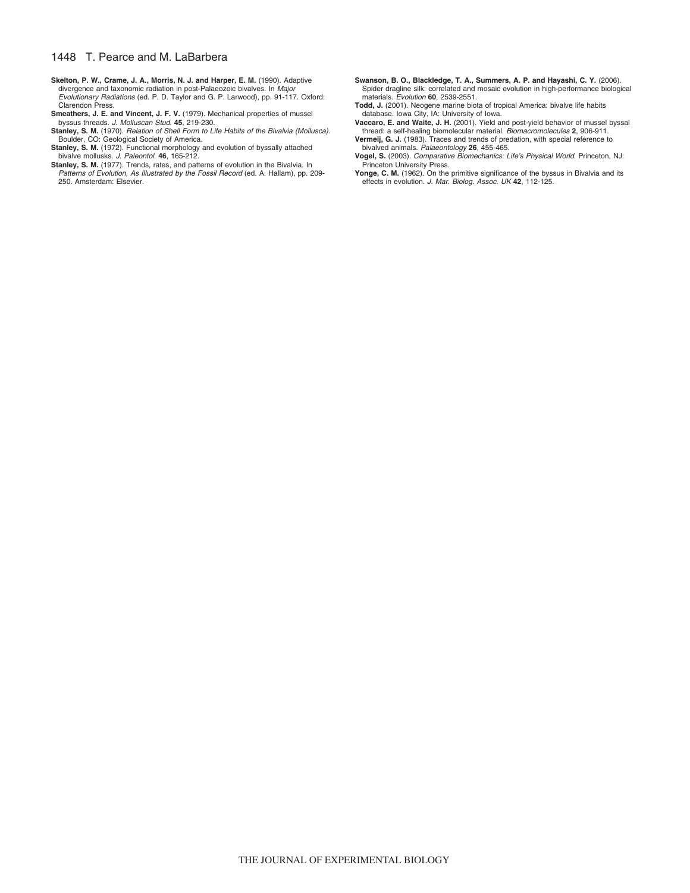**Skelton, P. W., Crame, J. A., Morris, N. J. and Harper, E. M.** (1990). Adaptive divergence and taxonomic radiation in post-Palaeozoic bivalves. In *Major Evolutionary Radiations* (ed. P. D. Taylor and G. P. Larwood), pp. 91-117. Oxford: Clarendon Press.

**Smeathers, J. E. and Vincent, J. F. V.** (1979). Mechanical properties of mussel byssus threads. *J. Molluscan Stud.* **45**, 219-230.

**Stanley, S. M.** (1970). *Relation of Shell Form to Life Habits of the Bivalvia (Mollusca)*. Boulder, CO: Geological Society of America.

**Stanley, S. M.** (1972). Functional morphology and evolution of byssally attached bivalve mollusks. *J. Paleontol.* **46**, 165-212.

**Stanley, S. M.** (1977). Trends, rates, and patterns of evolution in the Bivalvia. In *Patterns of Evolution, As Illustrated by the Fossil Record* (ed. A. Hallam), pp. 209-250. Amsterdam: Elsevier.

**Swanson, B. O., Blackledge, T. A., Summers, A. P. and Hayashi, C. Y.** (2006). Spider dragline silk: correlated and mosaic evolution in high-performance biological materials. *Evolution* **60**, 2539-2551.

**Todd, J.** (2001). Neogene marine biota of tropical America: bivalve life habits database. Iowa City, IA: University of Iowa.

**Vaccaro, E. and Waite, J. H.** (2001). Yield and post-yield behavior of mussel byssal thread: a self-healing biomolecular material. *Biomacromolecules* **2**, 906-911.

**Vermeij, G. J.** (1983). Traces and trends of predation, with special reference to bivalved animals. *Palaeontology* **26**, 455-465.

**Vogel, S.** (2003). *Comparative Biomechanics: Life's Physical World*. Princeton, NJ: Princeton University Press.

**Yonge, C. M.** (1962). On the primitive significance of the byssus in Bivalvia and its effects in evolution. *J. Mar. Biolog. Assoc. UK* **42**, 112-125.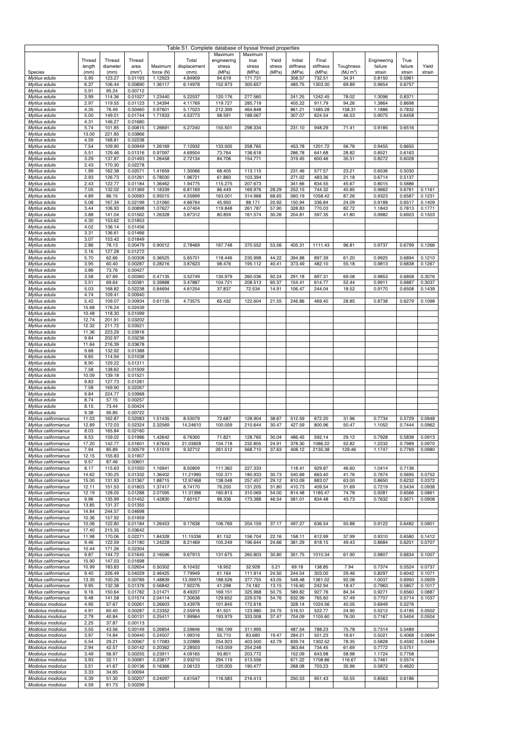Table S1. Complete database of byssal thread properties

| Species | Thread length (mm) | Thread diameter (mm) | Thread area ($mm^2$) | Maximum force (N) | Total displacement (mm) | Maximum engineering stress (MPa) | Maximum true stress (MPa) | Yield stress (MPa) | Initial stiffness (MPa) | Final stiffness (MPa) | Toughness ($MJ\ m^3$) | Engineering failure strain | True failure strain | Yield strain |
|---|---|---|---|---|---|---|---|---|---|---|---|---|---|---|
| *Mytilus edulis* | 5.95 | 123.27 | 0.01193 | 1.12923 | 4.84909 | 94.619 | 171.731 | | 308.57 | 732.51 | 34.91 | 0.8150 | 0.5961 | |
| *Mytilus edulis* | 6.37 | 106.44 | 0.00890 | 1.36117 | 6.14978 | 152.973 | 300.657 | | 485.75 | 1303.30 | 69.89 | 0.9654 | 0.6757 | |
| *Mytilus edulis* | 5.91 | 95.24 | 0.00712 | | | | | | | | | | | |
| *Mytilus edulis* | 3.99 | 114.36 | 0.01027 | 1.23440 | 5.22537 | 120.176 | 277.560 | | 241.25 | 1242.45 | 78.02 | 1.3096 | 0.8371 | |
| *Mytilus edulis* | 2.97 | 119.55 | 0.01123 | 1.34394 | 4.11769 | 119.727 | 285.719 | | 405.22 | 911.79 | 94.26 | 1.3864 | 0.8698 | |
| *Mytilus edulis* | 4.35 | 76.49 | 0.00460 | 0.97601 | 5.17023 | 212.399 | 464.848 | | 861.21 | 1485.28 | 158.31 | 1.1886 | 0.7832 | |
| *Mytilus edulis* | 5.00 | 149.01 | 0.01744 | 1.71933 | 4.53773 | 98.591 | 188.067 | | 307.07 | 624.54 | 46.53 | 0.9075 | 0.6458 | |
| *Mytilus edulis* | 4.31 | 146.27 | 0.01680 | | | | | | | | | | | |
| *Mytilus edulis* | 5.74 | 101.85 | 0.00815 | 1.26691 | 5.27240 | 155.501 | 298.334 | | 231.10 | 948.29 | 71.41 | 0.9185 | 0.6516 | |
| *Mytilus edulis* | 13.00 | 221.85 | 0.03866 | | | | | | | | | | | |
| *Mytilus edulis* | 4.59 | 168.81 | 0.02238 | | | | | | | | | | | |
| *Mytilus edulis* | 7.54 | 109.90 | 0.00949 | 1.26169 | 7.12932 | 133.005 | 258.765 | | 453.78 | 1201.72 | 56.76 | 0.9455 | 0.6655 | |
| *Mytilus edulis* | 5.51 | 129.46 | 0.01316 | 0.97097 | 4.69504 | 73.764 | 136.618 | | 286.78 | 641.68 | 28.82 | 0.8521 | 0.6163 | |
| *Mytilus edulis* | 3.29 | 137.87 | 0.01493 | 1.26458 | 2.72134 | 84.706 | 154.771 | | 319.45 | 600.46 | 35.51 | 0.8272 | 0.6028 | |
| *Mytilus edulis* | 2.43 | 170.30 | 0.02278 | | | | | | | | | | | |
| *Mytilus edulis* | 1.99 | 162.38 | 0.02071 | 1.41659 | 1.30066 | 68.405 | 113.115 | | 231.46 | 577.57 | 23.21 | 0.6536 | 0.5030 | |
| *Mytilus edulis* | 2.93 | 126.73 | 0.01261 | 0.78030 | 1.96721 | 61.860 | 103.394 | | 271.02 | 483.36 | 21.18 | 0.6714 | 0.5137 | |
| *Mytilus edulis* | 2.43 | 122.77 | 0.01184 | 1.36462 | 1.94775 | 115.275 | 207.673 | | 341.66 | 834.55 | 45.67 | 0.8015 | 0.5886 | |
| *Mytilus edulis* | 7.05 | 132.02 | 0.01369 | 1.18339 | 6.81169 | 86.449 | 169.976 | 28.29 | 252.15 | 744.32 | 40.85 | 0.9662 | 0.6761 | 0.1161 |
| *Mytilus edulis* | 4.89 | 86.15 | 0.00583 | 0.95015 | 4.55899 | 163.001 | 314.968 | 68.65 | 560.19 | 1058.42 | 87.26 | 0.9323 | 0.6587 | 0.1231 |
| *Mytilus edulis* | 5.08 | 167.34 | 0.02199 | 1.01060 | 4.66764 | 45.950 | 88.171 | 20.92 | 150.94 | 336.84 | 24.09 | 0.9188 | 0.6517 | 0.1409 |
| *Mytilus edulis* | 3.44 | 106.93 | 0.00898 | 1.07627 | 4.07404 | 119.848 | 261.787 | 57.90 | 328.83 | 770.03 | 82.72 | 1.1843 | 0.7813 | 0.1771 |
| *Mytilus edulis* | 3.88 | 141.04 | 0.01562 | 1.26328 | 3.87312 | 80.859 | 161.574 | 30.26 | 204.81 | 597.35 | 41.80 | 0.9982 | 0.6923 | 0.1503 |
| *Mytilus edulis* | 4.30 | 153.62 | 0.01853 | | | | | | | | | | | |
| *Mytilus edulis* | 4.02 | 136.14 | 0.01456 | | | | | | | | | | | |
| *Mytilus edulis* | 3.31 | 136.61 | 0.01466 | | | | | | | | | | | |
| *Mytilus edulis* | 3.07 | 153.42 | 0.01849 | | | | | | | | | | | |
| *Mytilus edulis* | 2.86 | 78.13 | 0.00479 | 0.90012 | 2.78469 | 187.748 | 370.552 | 53.56 | 405.31 | 1111.43 | 96.81 | 0.9737 | 0.6799 | 0.1266 |
| *Mytilus edulis* | 3.16 | 127.28 | 0.01272 | | | | | | | | | | | |
| *Mytilus edulis* | 5.70 | 62.66 | 0.00308 | 0.36525 | 5.65701 | 118.446 | 235.998 | 44.22 | 394.88 | 897.39 | 61.20 | 0.9925 | 0.6894 | 0.1210 |
| *Mytilus edulis* | 3.95 | 60.40 | 0.00287 | 0.28216 | 3.87623 | 98.476 | 195.112 | 40.41 | 373.49 | 482.10 | 55.18 | 0.9813 | 0.6838 | 0.1267 |
| *Mytilus edulis* | 3.86 | 73.76 | 0.00427 | | | | | | | | | | | |
| *Mytilus edulis* | 3.58 | 67.69 | 0.00360 | 0.47135 | 3.52749 | 130.979 | 260.036 | 92.24 | 291.18 | 697.31 | 69.08 | 0.9853 | 0.6858 | 0.3076 |
| *Mytilus edulis* | 3.51 | 69.64 | 0.00381 | 0.39888 | 3.47887 | 104.721 | 208.513 | 60.37 | 154.41 | 614.77 | 52.44 | 0.9911 | 0.6887 | 0.3037 |
| *Mytilus edulis* | 5.03 | 168.82 | 0.02238 | 0.84694 | 4.61254 | 37.837 | 72.534 | 14.91 | 106.47 | 244.04 | 18.52 | 0.9170 | 0.6508 | 0.1439 |
| *Mytilus edulis* | 4.74 | 109.41 | 0.00940 | | | | | | | | | | | |
| *Mytilus edulis* | 5.42 | 109.07 | 0.00934 | 0.61135 | 4.73575 | 65.432 | 122.604 | 21.55 | 246.86 | 469.40 | 28.85 | 0.8738 | 0.6279 | 0.1098 |
| *Mytilus edulis* | 15.68 | 176.24 | 0.02439 | | | | | | | | | | | |
| *Mytilus edulis* | 10.48 | 118.30 | 0.01099 | | | | | | | | | | | |
| *Mytilus edulis* | 12.74 | 201.91 | 0.03202 | | | | | | | | | | | |
| *Mytilus edulis* | 12.32 | 211.72 | 0.03521 | | | | | | | | | | | |
| *Mytilus edulis* | 11.36 | 223.29 | 0.03916 | | | | | | | | | | | |
| *Mytilus edulis* | 9.84 | 202.97 | 0.03236 | | | | | | | | | | | |
| *Mytilus edulis* | 11.64 | 216.39 | 0.03678 | | | | | | | | | | | |
| *Mytilus edulis* | 9.68 | 132.92 | 0.01388 | | | | | | | | | | | |
| *Mytilus edulis* | 9.65 | 114.94 | 0.01038 | | | | | | | | | | | |
| *Mytilus edulis* | 8.90 | 129.22 | 0.01311 | | | | | | | | | | | |
| *Mytilus edulis* | 7.58 | 138.62 | 0.01509 | | | | | | | | | | | |
| *Mytilus edulis* | 10.09 | 139.18 | 0.01521 | | | | | | | | | | | |
| *Mytilus edulis* | 9.83 | 127.73 | 0.01281 | | | | | | | | | | | |
| *Mytilus edulis* | 7.58 | 169.90 | 0.02267 | | | | | | | | | | | |
| *Mytilus edulis* | 9.84 | 224.77 | 0.03968 | | | | | | | | | | | |
| *Mytilus edulis* | 8.74 | 57.15 | 0.00257 | | | | | | | | | | | |
| *Mytilus edulis* | 8.15 | 73.44 | 0.00424 | | | | | | | | | | | |
| *Mytilus edulis* | 9.38 | 95.85 | 0.00722 | | | | | | | | | | | |
| *Mytilus californianus* | 11.03 | 162.87 | 0.02083 | 1.51435 | 8.53079 | 72.687 | 128.904 | 38.67 | 512.59 | 672.20 | 31.96 | 0.7734 | 0.5729 | 0.0948 |
| *Mytilus californianus* | 12.89 | 172.03 | 0.02324 | 2.32569 | 14.24610 | 100.059 | 210.644 | 30.47 | 427.59 | 800.96 | 50.47 | 1.1052 | 0.7444 | 0.0962 |
| *Mytilus californianus* | 8.03 | 165.84 | 0.02160 | | | | | | | | | | | |
| *Mytilus californianus* | 8.53 | 159.02 | 0.01986 | 1.42642 | 6.76300 | 71.821 | 128.765 | 30.04 | 486.45 | 592.14 | 29.12 | 0.7928 | 0.5838 | 0.0913 |
| *Mytilus californianus* | 17.20 | 142.77 | 0.01601 | 1.67643 | 21.03828 | 104.718 | 232.805 | 24.91 | 378.30 | 1086.22 | 52.82 | 1.2232 | 0.7989 | 0.0970 |
| *Mytilus californianus* | 7.94 | 85.89 | 0.00579 | 1.51519 | 9.32712 | 261.512 | 568.710 | 37.63 | 408.12 | 2135.38 | 129.46 | 1.1747 | 0.7769 | 0.0980 |
| *Mytilus californianus* | 12.15 | 155.83 | 0.01907 | | | | | | | | | | | |
| *Mytilus californianus* | 9.57 | 87.46 | 0.00601 | | | | | | | | | | | |
| *Mytilus californianus* | 8.17 | 115.63 | 0.01050 | 1.16941 | 8.50809 | 111.362 | 227.333 | | 118.41 | 929.87 | 46.60 | 1.0414 | 0.7136 | |
| *Mytilus californianus* | 14.62 | 130.25 | 0.01332 | 1.36402 | 11.21990 | 102.371 | 180.933 | 30.73 | 540.69 | 663.40 | 41.76 | 0.7674 | 0.5695 | 0.0752 |
| *Mytilus californianus* | 15.00 | 131.93 | 0.01367 | 1.88715 | 12.97468 | 138.048 | 257.457 | 29.12 | 810.09 | 883.07 | 63.00 | 0.8650 | 0.6232 | 0.0372 |
| *Mytilus californianus* | 12.11 | 151.53 | 0.01803 | 1.37417 | 8.74170 | 76.200 | 131.205 | 31.80 | 410.73 | 409.54 | 31.69 | 0.7219 | 0.5434 | 0.0938 |
| *Mytilus californianus* | 12.19 | 128.05 | 0.01288 | 2.07095 | 11.31396 | 160.813 | 310.069 | 54.00 | 814.48 | 1185.47 | 74.78 | 0.9281 | 0.6566 | 0.0861 |
| *Mytilus californianus* | 9.96 | 135.99 | 0.01452 | 1.42830 | 7.60157 | 98.336 | 173.388 | 46.54 | 581.01 | 834.48 | 43.73 | 0.7632 | 0.5671 | 0.0908 |
| *Mytilus californianus* | 13.85 | 131.37 | 0.01355 | | | | | | | | | | | |
| *Mytilus californianus* | 14.84 | 244.57 | 0.04698 | | | | | | | | | | | |
| *Mytilus californianus* | 10.36 | 157.92 | 0.01959 | | | | | | | | | | | |
| *Mytilus californianus* | 10.06 | 122.80 | 0.01184 | 1.26453 | 9.17638 | 106.769 | 204.159 | 37.17 | 497.27 | 636.54 | 50.88 | 0.9122 | 0.6482 | 0.0901 |
| *Mytilus californianus* | 17.40 | 215.35 | 0.03642 | | | | | | | | | | | |
| *Mytilus californianus* | 11.98 | 170.06 | 0.02271 | 1.84328 | 11.15336 | 81.152 | 156.704 | 22.16 | 158.11 | 612.99 | 37.99 | 0.9310 | 0.6580 | 0.1412 |
| *Mytilus californianus* | 9.46 | 122.59 | 0.01180 | 1.24228 | 8.21469 | 105.249 | 196.644 | 24.66 | 381.29 | 818.15 | 49.43 | 0.8684 | 0.6251 | 0.0707 |
| *Mytilus californianus* | 10.44 | 171.26 | 0.02304 | | | | | | | | | | | |
| *Mytilus californianus* | 9.87 | 144.72 | 0.01645 | 2.16596 | 9.67913 | 131.675 | 260.803 | 30.80 | 351.75 | 1010.34 | 61.90 | 0.9807 | 0.6834 | 0.1007 |
| *Mytilus californianus* | 15.90 | 147.03 | 0.01698 | | | | | | | | | | | |
| *Mytilus californianus* | 10.99 | 183.83 | 0.02654 | 0.50302 | 8.10432 | 18.952 | 32.928 | 5.21 | 69.18 | 138.85 | 7.94 | 0.7374 | 0.5524 | 0.0737 |
| *Mytilus californianus* | 9.40 | 226.49 | 0.04029 | 2.46425 | 7.79949 | 61.164 | 111.914 | 24.50 | 244.54 | 303.00 | 29.46 | 0.8297 | 0.6042 | 0.1071 |
| *Mytilus californianus* | 13.35 | 100.26 | 0.00789 | 1.48839 | 13.39975 | 188.526 | 377.755 | 43.05 | 548.48 | 1361.02 | 92.08 | 1.0037 | 0.6950 | 0.0929 |
| *Mytilus californianus* | 9.95 | 132.38 | 0.01376 | 0.56842 | 7.92276 | 41.298 | 74.182 | 13.15 | 116.60 | 242.94 | 18.47 | 0.7963 | 0.5857 | 0.1017 |
| *Mytilus californianus* | 9.16 | 150.64 | 0.01782 | 3.01471 | 8.49207 | 169.151 | 325.968 | 50.75 | 589.82 | 927.76 | 84.34 | 0.9271 | 0.6560 | 0.0887 |
| *Mytilus californianus* | 9.48 | 141.58 | 0.01574 | 2.04114 | 7.30638 | 129.652 | 229.576 | 54.76 | 632.99 | 765.60 | 57.49 | 0.7707 | 0.5714 | 0.1037 |
| *Modiolus modiolus* | 4.95 | 57.67 | 0.00261 | 0.26603 | 3.43978 | 101.845 | 172.618 | | 328.14 | 1024.56 | 40.05 | 0.6949 | 0.5276 | |
| *Modiolus modiolus* | 4.91 | 60.40 | 0.00287 | 0.23352 | 2.55916 | 81.501 | 123.980 | 24.75 | 516.51 | 522.77 | 24.90 | 0.5212 | 0.4195 | 0.0502 |
| *Modiolus modiolus* | 2.79 | 40.84 | 0.00131 | 0.25411 | 1.99964 | 193.979 | 333.008 | 37.47 | 704.09 | 1105.60 | 76.00 | 0.7167 | 0.5404 | 0.0504 |
| *Modiolus modiolus* | 2.25 | 37.87 | 0.00113 | | | | | | | | | | | |
| *Modiolus modiolus* | 3.55 | 43.56 | 0.00149 | 0.26854 | 2.59646 | 180.199 | 311.995 | | 487.54 | 788.23 | 75.78 | 0.7314 | 0.5489 | |
| *Modiolus modiolus* | 3.97 | 74.84 | 0.00440 | 0.24507 | 1.99316 | 55.710 | 83.680 | 19.47 | 284.21 | 501.23 | 16.61 | 0.5021 | 0.4068 | 0.0694 |
| *Modiolus modiolus* | 5.54 | 29.21 | 0.00067 | 0.17083 | 3.22888 | 254.923 | 403.500 | 42.79 | 839.74 | 1302.52 | 78.35 | 0.5828 | 0.4592 | 0.0494 |
| *Modiolus modiolus* | 2.94 | 42.57 | 0.00142 | 0.20362 | 2.28503 | 143.059 | 254.248 | | 363.64 | 734.45 | 61.69 | 0.7772 | 0.5751 | |
| *Modiolus modiolus* | 3.49 | 56.97 | 0.00255 | 0.23911 | 4.09165 | 93.801 | 203.772 | | 152.09 | 643.98 | 58.98 | 1.1724 | 0.7758 | |
| *Modiolus modiolus* | 3.93 | 32.11 | 0.00081 | 0.23817 | 2.93210 | 294.119 | 513.556 | | 671.22 | 1708.86 | 116.67 | 0.7461 | 0.5574 | |
| *Modiolus modiolus* | 3.51 | 41.67 | 0.00136 | 0.16366 | 2.06123 | 120.005 | 190.477 | | 268.08 | 703.23 | 35.96 | 0.5872 | 0.4620 | |
| *Modiolus modiolus* | 3.33 | 34.65 | 0.00094 | | | | | | | | | | | |
| *Modiolus modiolus* | 5.39 | 51.30 | 0.00207 | 0.24097 | 4.61547 | 116.583 | 216.413 | | 250.53 | 951.43 | 50.55 | 0.8563 | 0.6186 | |
| *Modiolus modiolus* | 4.59 | 61.73 | 0.00299 | | | | | | | | | | | |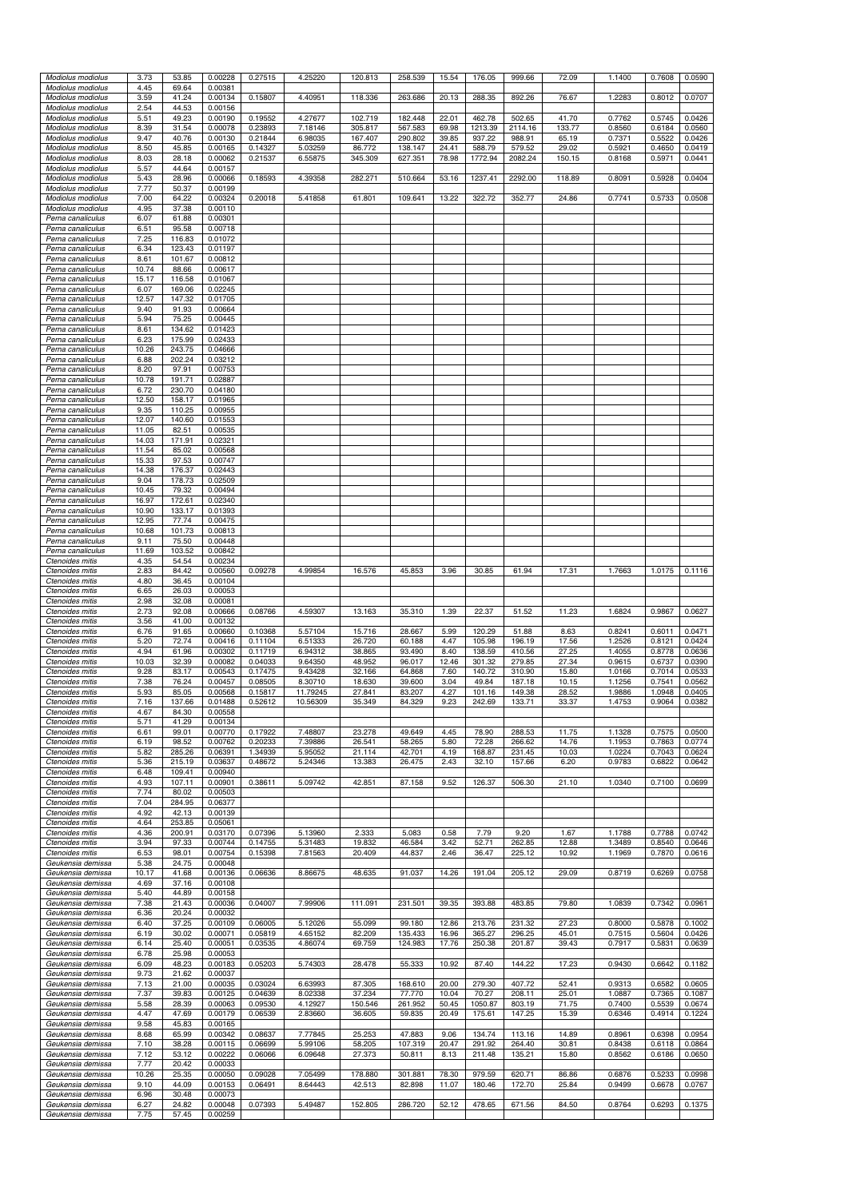| | | | | | | | | | | | | | | |
|---|---|---|---|---|---|---|---|---|---|---|---|---|---|---|
| *Modiolus modiolus* | 3.73 | 53.85 | 0.00228 | 0.27515 | 4.25220 | 120.813 | 258.539 | 15.54 | 176.05 | 999.66 | 72.09 | 1.1400 | 0.7608 | 0.0590 |
| *Modiolus modiolus* | 4.45 | 69.64 | 0.00381 | | | | | | | | | | | |
| *Modiolus modiolus* | 3.59 | 41.24 | 0.00134 | 0.15807 | 4.40951 | 118.336 | 263.686 | 20.13 | 288.35 | 892.26 | 76.67 | 1.2283 | 0.8012 | 0.0707 |
| *Modiolus modiolus* | 2.54 | 44.53 | 0.00156 | | | | | | | | | | | |
| *Modiolus modiolus* | 5.51 | 49.23 | 0.00190 | 0.19552 | 4.27677 | 102.719 | 182.448 | 22.01 | 462.78 | 502.65 | 41.70 | 0.7762 | 0.5745 | 0.0426 |
| *Modiolus modiolus* | 8.39 | 31.54 | 0.00078 | 0.23893 | 7.18146 | 305.817 | 567.583 | 69.98 | 1213.39 | 2114.16 | 133.77 | 0.8560 | 0.6184 | 0.0560 |
| *Modiolus modiolus* | 9.47 | 40.76 | 0.00130 | 0.21844 | 6.98035 | 167.407 | 290.802 | 39.85 | 937.22 | 988.91 | 65.19 | 0.7371 | 0.5522 | 0.0426 |
| *Modiolus modiolus* | 8.50 | 45.85 | 0.00165 | 0.14327 | 5.03259 | 86.772 | 138.147 | 24.41 | 588.79 | 579.52 | 29.02 | 0.5921 | 0.4650 | 0.0419 |
| *Modiolus modiolus* | 8.03 | 28.18 | 0.00062 | 0.21537 | 6.55875 | 345.309 | 627.351 | 78.98 | 1772.94 | 2082.24 | 150.15 | 0.8168 | 0.5971 | 0.0441 |
| *Modiolus modiolus* | 5.57 | 44.64 | 0.00157 | | | | | | | | | | | |
| *Modiolus modiolus* | 5.43 | 28.96 | 0.00066 | 0.18593 | 4.39358 | 282.271 | 510.664 | 53.16 | 1237.41 | 2292.00 | 118.89 | 0.8091 | 0.5928 | 0.0404 |
| *Modiolus modiolus* | 7.77 | 50.37 | 0.00199 | | | | | | | | | | | |
| *Modiolus modiolus* | 7.00 | 64.22 | 0.00324 | 0.20018 | 5.41858 | 61.801 | 109.641 | 13.22 | 322.72 | 352.77 | 24.86 | 0.7741 | 0.5733 | 0.0508 |
| *Modiolus modiolus* | 4.95 | 37.38 | 0.00110 | | | | | | | | | | | |
| *Perna canaliculus* | 6.07 | 61.88 | 0.00301 | | | | | | | | | | | |
| *Perna canaliculus* | 6.51 | 95.58 | 0.00718 | | | | | | | | | | | |
| *Perna canaliculus* | 7.25 | 116.83 | 0.01072 | | | | | | | | | | | |
| *Perna canaliculus* | 6.34 | 123.43 | 0.01197 | | | | | | | | | | | |
| *Perna canaliculus* | 8.61 | 101.67 | 0.00812 | | | | | | | | | | | |
| *Perna canaliculus* | 10.74 | 88.66 | 0.00617 | | | | | | | | | | | |
| *Perna canaliculus* | 15.17 | 116.58 | 0.01067 | | | | | | | | | | | |
| *Perna canaliculus* | 6.07 | 169.06 | 0.02245 | | | | | | | | | | | |
| *Perna canaliculus* | 12.57 | 147.32 | 0.01705 | | | | | | | | | | | |
| *Perna canaliculus* | 9.40 | 91.93 | 0.00664 | | | | | | | | | | | |
| *Perna canaliculus* | 5.94 | 75.25 | 0.00445 | | | | | | | | | | | |
| *Perna canaliculus* | 8.61 | 134.62 | 0.01423 | | | | | | | | | | | |
| *Perna canaliculus* | 6.23 | 175.99 | 0.02433 | | | | | | | | | | | |
| *Perna canaliculus* | 10.26 | 243.75 | 0.04666 | | | | | | | | | | | |
| *Perna canaliculus* | 6.88 | 202.24 | 0.03212 | | | | | | | | | | | |
| *Perna canaliculus* | 8.20 | 97.91 | 0.00753 | | | | | | | | | | | |
| *Perna canaliculus* | 10.78 | 191.71 | 0.02887 | | | | | | | | | | | |
| *Perna canaliculus* | 6.72 | 230.70 | 0.04180 | | | | | | | | | | | |
| *Perna canaliculus* | 12.50 | 158.17 | 0.01965 | | | | | | | | | | | |
| *Perna canaliculus* | 9.35 | 110.25 | 0.00955 | | | | | | | | | | | |
| *Perna canaliculus* | 12.07 | 140.60 | 0.01553 | | | | | | | | | | | |
| *Perna canaliculus* | 11.05 | 82.51 | 0.00535 | | | | | | | | | | | |
| *Perna canaliculus* | 14.03 | 171.91 | 0.02321 | | | | | | | | | | | |
| *Perna canaliculus* | 11.54 | 85.02 | 0.00568 | | | | | | | | | | | |
| *Perna canaliculus* | 15.33 | 97.53 | 0.00747 | | | | | | | | | | | |
| *Perna canaliculus* | 14.38 | 176.37 | 0.02443 | | | | | | | | | | | |
| *Perna canaliculus* | 9.04 | 178.73 | 0.02509 | | | | | | | | | | | |
| *Perna canaliculus* | 10.45 | 79.32 | 0.00494 | | | | | | | | | | | |
| *Perna canaliculus* | 16.97 | 172.61 | 0.02340 | | | | | | | | | | | |
| *Perna canaliculus* | 10.90 | 133.17 | 0.01393 | | | | | | | | | | | |
| *Perna canaliculus* | 12.95 | 77.74 | 0.00475 | | | | | | | | | | | |
| *Perna canaliculus* | 10.68 | 101.73 | 0.00813 | | | | | | | | | | | |
| *Perna canaliculus* | 9.11 | 75.50 | 0.00448 | | | | | | | | | | | |
| *Perna canaliculus* | 11.69 | 103.52 | 0.00842 | | | | | | | | | | | |
| *Ctenoides mitis* | 4.35 | 54.54 | 0.00234 | | | | | | | | | | | |
| *Ctenoides mitis* | 2.83 | 84.42 | 0.00560 | 0.09278 | 4.99854 | 16.576 | 45.853 | 3.96 | 30.85 | 61.94 | 17.31 | 1.7663 | 1.0175 | 0.1116 |
| *Ctenoides mitis* | 4.80 | 36.45 | 0.00104 | | | | | | | | | | | |
| *Ctenoides mitis* | 6.65 | 26.03 | 0.00053 | | | | | | | | | | | |
| *Ctenoides mitis* | 2.98 | 32.08 | 0.00081 | | | | | | | | | | | |
| *Ctenoides mitis* | 2.73 | 92.08 | 0.00666 | 0.08766 | 4.59307 | 13.163 | 35.310 | 1.39 | 22.37 | 51.52 | 11.23 | 1.6824 | 0.9867 | 0.0627 |
| *Ctenoides mitis* | 3.56 | 41.00 | 0.00132 | | | | | | | | | | | |
| *Ctenoides mitis* | 6.76 | 91.65 | 0.00660 | 0.10368 | 5.57104 | 15.716 | 28.667 | 5.99 | 120.29 | 51.88 | 8.63 | 0.8241 | 0.6011 | 0.0471 |
| *Ctenoides mitis* | 5.20 | 72.74 | 0.00416 | 0.11104 | 6.51333 | 26.720 | 60.188 | 4.47 | 105.98 | 196.19 | 17.56 | 1.2526 | 0.8121 | 0.0424 |
| *Ctenoides mitis* | 4.94 | 61.96 | 0.00302 | 0.11719 | 6.94312 | 38.865 | 93.490 | 8.40 | 138.59 | 410.56 | 27.25 | 1.4055 | 0.8778 | 0.0636 |
| *Ctenoides mitis* | 10.03 | 32.39 | 0.00082 | 0.04033 | 9.64350 | 48.952 | 96.017 | 12.46 | 301.32 | 279.85 | 27.34 | 0.9615 | 0.6737 | 0.0390 |
| *Ctenoides mitis* | 9.28 | 83.17 | 0.00543 | 0.17475 | 9.43428 | 32.166 | 64.868 | 7.60 | 140.72 | 310.90 | 15.80 | 1.0166 | 0.7014 | 0.0533 |
| *Ctenoides mitis* | 7.38 | 76.24 | 0.00457 | 0.08505 | 8.30710 | 18.630 | 39.600 | 3.04 | 49.84 | 187.18 | 10.15 | 1.1256 | 0.7541 | 0.0562 |
| *Ctenoides mitis* | 5.93 | 85.05 | 0.00568 | 0.15817 | 11.79245 | 27.841 | 83.207 | 4.27 | 101.16 | 149.38 | 28.52 | 1.9886 | 1.0948 | 0.0405 |
| *Ctenoides mitis* | 7.16 | 137.66 | 0.01488 | 0.52612 | 10.56309 | 35.349 | 84.329 | 9.23 | 242.69 | 133.71 | 33.37 | 1.4753 | 0.9064 | 0.0382 |
| *Ctenoides mitis* | 4.67 | 84.30 | 0.00558 | | | | | | | | | | | |
| *Ctenoides mitis* | 5.71 | 41.29 | 0.00134 | | | | | | | | | | | |
| *Ctenoides mitis* | 6.61 | 99.01 | 0.00770 | 0.17922 | 7.48807 | 23.278 | 49.649 | 4.45 | 78.90 | 288.53 | 11.75 | 1.1328 | 0.7575 | 0.0500 |
| *Ctenoides mitis* | 6.19 | 98.52 | 0.00762 | 0.20233 | 7.39886 | 26.541 | 58.265 | 5.80 | 72.28 | 266.62 | 14.76 | 1.1953 | 0.7863 | 0.0774 |
| *Ctenoides mitis* | 5.82 | 285.26 | 0.06391 | 1.34939 | 5.95052 | 21.114 | 42.701 | 4.19 | 168.87 | 231.45 | 10.03 | 1.0224 | 0.7043 | 0.0624 |
| *Ctenoides mitis* | 5.36 | 215.19 | 0.03637 | 0.48672 | 5.24346 | 13.383 | 26.475 | 2.43 | 32.10 | 157.66 | 6.20 | 0.9783 | 0.6822 | 0.0642 |
| *Ctenoides mitis* | 6.48 | 109.41 | 0.00940 | | | | | | | | | | | |
| *Ctenoides mitis* | 4.93 | 107.11 | 0.00901 | 0.38611 | 5.09742 | 42.851 | 87.158 | 9.52 | 126.37 | 506.30 | 21.10 | 1.0340 | 0.7100 | 0.0699 |
| *Ctenoides mitis* | 7.74 | 80.02 | 0.00503 | | | | | | | | | | | |
| *Ctenoides mitis* | 7.04 | 284.95 | 0.06377 | | | | | | | | | | | |
| *Ctenoides mitis* | 4.92 | 42.13 | 0.00139 | | | | | | | | | | | |
| *Ctenoides mitis* | 4.64 | 253.85 | 0.05061 | | | | | | | | | | | |
| *Ctenoides mitis* | 4.36 | 200.91 | 0.03170 | 0.07396 | 5.13960 | 2.333 | 5.083 | 0.58 | 7.79 | 9.20 | 1.67 | 1.1788 | 0.7788 | 0.0742 |
| *Ctenoides mitis* | 3.94 | 97.33 | 0.00744 | 0.14755 | 5.31483 | 19.832 | 46.584 | 3.42 | 52.71 | 262.85 | 12.88 | 1.3489 | 0.8540 | 0.0646 |
| *Ctenoides mitis* | 6.53 | 98.01 | 0.00754 | 0.15398 | 7.81563 | 20.409 | 44.837 | 2.46 | 36.47 | 225.12 | 10.92 | 1.1969 | 0.7870 | 0.0616 |
| *Geukensia demissa* | 5.38 | 24.75 | 0.00048 | | | | | | | | | | | |
| *Geukensia demissa* | 10.17 | 41.68 | 0.00136 | 0.06636 | 8.86675 | 48.635 | 91.037 | 14.26 | 191.04 | 205.12 | 29.09 | 0.8719 | 0.6269 | 0.0758 |
| *Geukensia demissa* | 4.69 | 37.16 | 0.00108 | | | | | | | | | | | |
| *Geukensia demissa* | 5.40 | 44.89 | 0.00158 | | | | | | | | | | | |
| *Geukensia demissa* | 7.38 | 21.43 | 0.00036 | 0.04007 | 7.99906 | 111.091 | 231.501 | 39.35 | 393.88 | 483.85 | 79.80 | 1.0839 | 0.7342 | 0.0961 |
| *Geukensia demissa* | 6.36 | 20.24 | 0.00032 | | | | | | | | | | | |
| *Geukensia demissa* | 6.40 | 37.25 | 0.00109 | 0.06005 | 5.12026 | 55.099 | 99.180 | 12.86 | 213.76 | 231.32 | 27.23 | 0.8000 | 0.5878 | 0.1002 |
| *Geukensia demissa* | 6.19 | 30.02 | 0.00071 | 0.05819 | 4.65152 | 82.209 | 135.433 | 16.96 | 365.27 | 296.25 | 45.01 | 0.7515 | 0.5604 | 0.0426 |
| *Geukensia demissa* | 6.14 | 25.40 | 0.00051 | 0.03535 | 4.86074 | 69.759 | 124.983 | 17.76 | 250.38 | 201.87 | 39.43 | 0.7917 | 0.5831 | 0.0639 |
| *Geukensia demissa* | 6.78 | 25.98 | 0.00053 | | | | | | | | | | | |
| *Geukensia demissa* | 6.09 | 48.23 | 0.00183 | 0.05203 | 5.74303 | 28.478 | 55.333 | 10.92 | 87.40 | 144.22 | 17.23 | 0.9430 | 0.6642 | 0.1182 |
| *Geukensia demissa* | 9.73 | 21.62 | 0.00037 | | | | | | | | | | | |
| *Geukensia demissa* | 7.13 | 21.00 | 0.00035 | 0.03024 | 6.63993 | 87.305 | 168.610 | 20.00 | 279.30 | 407.72 | 52.41 | 0.9313 | 0.6582 | 0.0605 |
| *Geukensia demissa* | 7.37 | 39.83 | 0.00125 | 0.04639 | 8.02338 | 37.234 | 77.770 | 10.04 | 70.27 | 208.11 | 25.01 | 1.0887 | 0.7365 | 0.1087 |
| *Geukensia demissa* | 5.58 | 28.39 | 0.00063 | 0.09530 | 4.12927 | 150.546 | 261.952 | 50.45 | 1050.87 | 803.19 | 71.75 | 0.7400 | 0.5539 | 0.0674 |
| *Geukensia demissa* | 4.47 | 47.69 | 0.00179 | 0.06539 | 2.83660 | 36.605 | 59.835 | 20.49 | 175.61 | 147.25 | 15.39 | 0.6346 | 0.4914 | 0.1224 |
| *Geukensia demissa* | 9.58 | 45.83 | 0.00165 | | | | | | | | | | | |
| *Geukensia demissa* | 8.68 | 65.99 | 0.00342 | 0.08637 | 7.77845 | 25.253 | 47.883 | 9.06 | 134.74 | 113.16 | 14.89 | 0.8961 | 0.6398 | 0.0954 |
| *Geukensia demissa* | 7.10 | 38.28 | 0.00115 | 0.06699 | 5.99106 | 58.205 | 107.319 | 20.47 | 291.92 | 264.40 | 30.81 | 0.8438 | 0.6118 | 0.0864 |
| *Geukensia demissa* | 7.12 | 53.12 | 0.00222 | 0.06066 | 6.09648 | 27.373 | 50.811 | 8.13 | 211.48 | 135.21 | 15.80 | 0.8562 | 0.6186 | 0.0650 |
| *Geukensia demissa* | 7.77 | 20.42 | 0.00033 | | | | | | | | | | | |
| *Geukensia demissa* | 10.26 | 25.35 | 0.00050 | 0.09028 | 7.05499 | 178.880 | 301.881 | 78.30 | 979.59 | 620.71 | 86.86 | 0.6876 | 0.5233 | 0.0998 |
| *Geukensia demissa* | 9.10 | 44.09 | 0.00153 | 0.06491 | 8.64443 | 42.513 | 82.898 | 11.07 | 180.46 | 172.70 | 25.84 | 0.9499 | 0.6678 | 0.0767 |
| *Geukensia demissa* | 6.96 | 30.48 | 0.00073 | | | | | | | | | | | |
| *Geukensia demissa* | 6.27 | 24.82 | 0.00048 | 0.07393 | 5.49487 | 152.805 | 286.720 | 52.12 | 478.65 | 671.56 | 84.50 | 0.8764 | 0.6293 | 0.1375 |
| *Geukensia demissa* | 7.75 | 57.45 | 0.00259 | | | | | | | | | | | |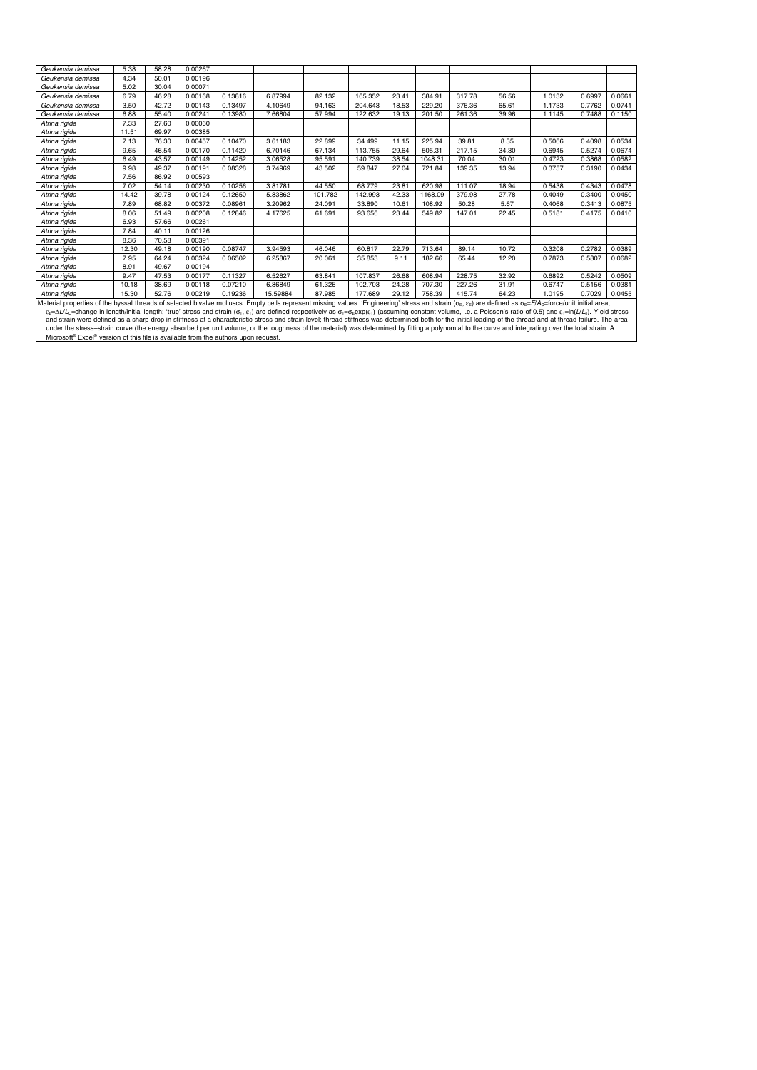| | | | | | | | | | | | | | | |
|---|---|---|---|---|---|---|---|---|---|---|---|---|---|---|
| *Geukensia demissa* | 5.38 | 58.28 | 0.00267 | | | | | | | | | | | |
| *Geukensia demissa* | 4.34 | 50.01 | 0.00196 | | | | | | | | | | | |
| *Geukensia demissa* | 5.02 | 30.04 | 0.00071 | | | | | | | | | | | |
| *Geukensia demissa* | 6.79 | 46.28 | 0.00168 | 0.13816 | 6.87994 | 82.132 | 165.352 | 23.41 | 384.91 | 317.78 | 56.56 | 1.0132 | 0.6997 | 0.0661 |
| *Geukensia demissa* | 3.50 | 42.72 | 0.00143 | 0.13497 | 4.10649 | 94.163 | 204.643 | 18.53 | 229.20 | 376.36 | 65.61 | 1.1733 | 0.7762 | 0.0741 |
| *Geukensia demissa* | 6.88 | 55.40 | 0.00241 | 0.13980 | 7.66804 | 57.994 | 122.632 | 19.13 | 201.50 | 261.36 | 39.96 | 1.1145 | 0.7488 | 0.1150 |
| *Atrina rigida* | 7.33 | 27.60 | 0.00060 | | | | | | | | | | | |
| *Atrina rigida* | 11.51 | 69.97 | 0.00385 | | | | | | | | | | | |
| *Atrina rigida* | 7.13 | 76.30 | 0.00457 | 0.10470 | 3.61183 | 22.899 | 34.499 | 11.15 | 225.94 | 39.81 | 8.35 | 0.5066 | 0.4098 | 0.0534 |
| *Atrina rigida* | 9.65 | 46.54 | 0.00170 | 0.11420 | 6.70146 | 67.134 | 113.755 | 29.64 | 505.31 | 217.15 | 34.30 | 0.6945 | 0.5274 | 0.0674 |
| *Atrina rigida* | 6.49 | 43.57 | 0.00149 | 0.14252 | 3.06528 | 95.591 | 140.739 | 38.54 | 1048.31 | 70.04 | 30.01 | 0.4723 | 0.3868 | 0.0582 |
| *Atrina rigida* | 9.98 | 49.37 | 0.00191 | 0.08328 | 3.74969 | 43.502 | 59.847 | 27.04 | 721.84 | 139.35 | 13.94 | 0.3757 | 0.3190 | 0.0434 |
| *Atrina rigida* | 7.56 | 86.92 | 0.00593 | | | | | | | | | | | |
| *Atrina rigida* | 7.02 | 54.14 | 0.00230 | 0.10256 | 3.81781 | 44.550 | 68.779 | 23.81 | 620.98 | 111.07 | 18.94 | 0.5438 | 0.4343 | 0.0478 |
| *Atrina rigida* | 14.42 | 39.78 | 0.00124 | 0.12650 | 5.83862 | 101.782 | 142.993 | 42.33 | 1168.09 | 379.98 | 27.78 | 0.4049 | 0.3400 | 0.0450 |
| *Atrina rigida* | 7.89 | 68.82 | 0.00372 | 0.08961 | 3.20962 | 24.091 | 33.890 | 10.61 | 108.92 | 50.28 | 5.67 | 0.4068 | 0.3413 | 0.0875 |
| *Atrina rigida* | 8.06 | 51.49 | 0.00208 | 0.12846 | 4.17625 | 61.691 | 93.656 | 23.44 | 549.82 | 147.01 | 22.45 | 0.5181 | 0.4175 | 0.0410 |
| *Atrina rigida* | 6.93 | 57.66 | 0.00261 | | | | | | | | | | | |
| *Atrina rigida* | 7.84 | 40.11 | 0.00126 | | | | | | | | | | | |
| *Atrina rigida* | 8.36 | 70.58 | 0.00391 | | | | | | | | | | | |
| *Atrina rigida* | 12.30 | 49.18 | 0.00190 | 0.08747 | 3.94593 | 46.046 | 60.817 | 22.79 | 713.64 | 89.14 | 10.72 | 0.3208 | 0.2782 | 0.0389 |
| *Atrina rigida* | 7.95 | 64.24 | 0.00324 | 0.06502 | 6.25867 | 20.061 | 35.853 | 9.11 | 182.66 | 65.44 | 12.20 | 0.7873 | 0.5807 | 0.0682 |
| *Atrina rigida* | 8.91 | 49.67 | 0.00194 | | | | | | | | | | | |
| *Atrina rigida* | 9.47 | 47.53 | 0.00177 | 0.11327 | 6.52627 | 63.841 | 107.837 | 26.68 | 608.94 | 228.75 | 32.92 | 0.6892 | 0.5242 | 0.0509 |
| *Atrina rigida* | 10.18 | 38.69 | 0.00118 | 0.07210 | 6.86849 | 61.326 | 102.703 | 24.28 | 707.30 | 227.26 | 31.91 | 0.6747 | 0.5156 | 0.0381 |
| *Atrina rigida* | 15.30 | 52.76 | 0.00219 | 0.19236 | 15.59884 | 87.985 | 177.689 | 29.12 | 758.39 | 415.74 | 64.23 | 1.0195 | 0.7029 | 0.0455 |

Material properties of the byssal threads of selected bivalve molluscs. Empty cells represent missing values. 'Engineering' stress and strain ($\sigma_E$, $\varepsilon_E$) are defined as $\sigma_E = F/A_O$=force/unit initial area, $\varepsilon_E = \Delta L/L_O$=change in length/initial length; 'true' stress and strain ($\sigma_T$, $\varepsilon_T$) are defined respectively as $\sigma_T = \sigma_E \exp(\varepsilon_T)$ (assuming constant volume, i.e. a Poisson's ratio of 0.5) and $\varepsilon_T = \ln(L/L_o)$. Yield stress and strain were defined as a sharp drop in stiffness at a characteristic stress and strain level; thread stiffness was determined both for the initial loading of the thread and at thread failure. The area under the stress–strain curve (the energy absorbed per unit volume, or the toughness of the material) was determined by fitting a polynomial to the curve and integrating over the total strain. A Microsoft® Excel® version of this file is available from the authors upon request.